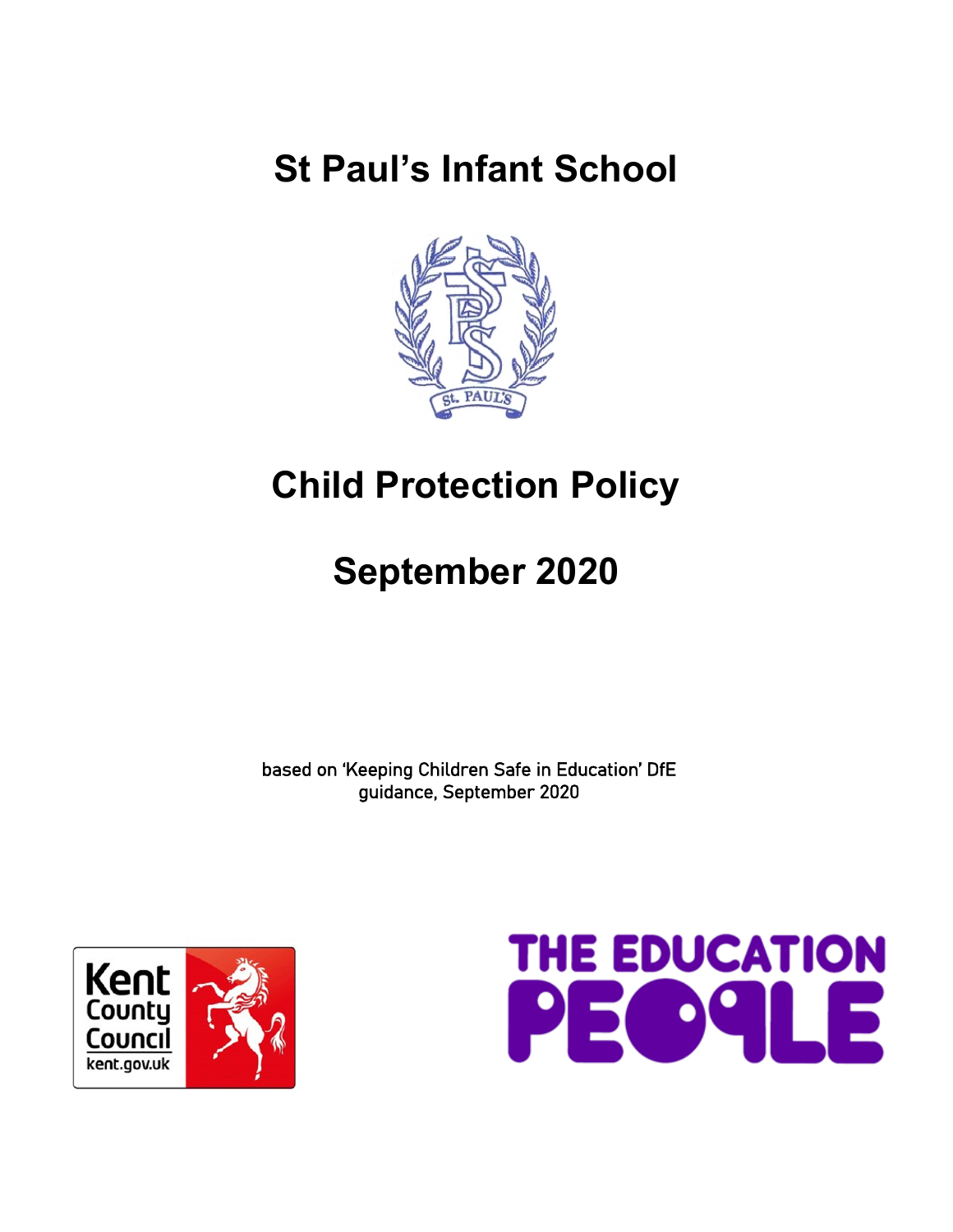# St Paul's Infant School

# Child Protection Policy

# September 2020

based on 'Keeping Children Safe in Education' DfE guidance, September 2020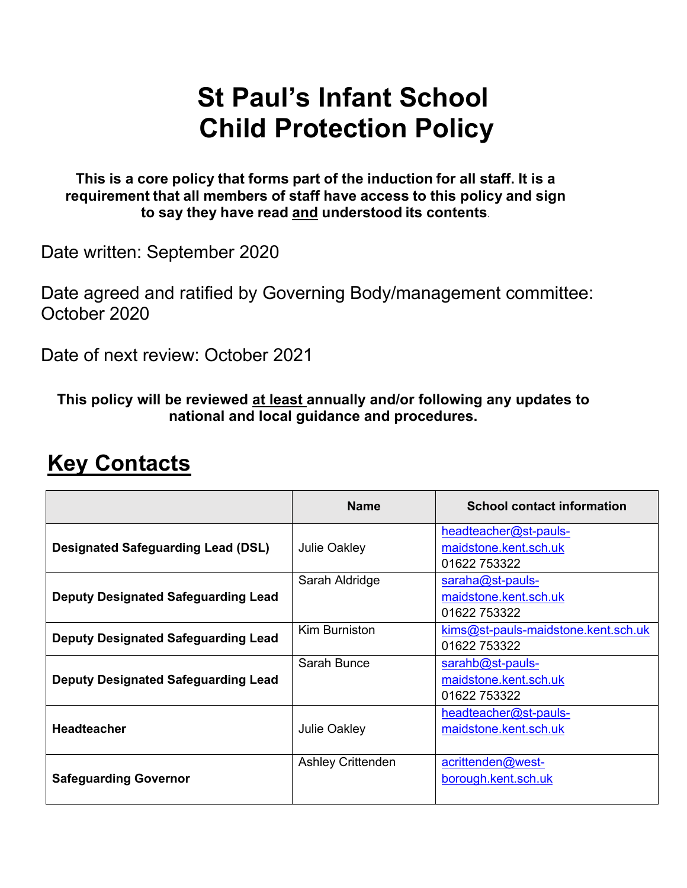# St Paul's Infant School
# Child Protection Policy

**This is a core policy that forms part of the induction for all staff. It is a requirement that all members of staff have access to this policy and sign to say they have read <u>and</u> understood its contents.**

Date written: September 2020

Date agreed and ratified by Governing Body/management committee: October 2020

Date of next review: October 2021

**This policy will be reviewed <u>at least</u> annually and/or following any updates to national and local guidance and procedures.**

## Key Contacts

| | Name | School contact information |
|---|---|---|
| **Designated Safeguarding Lead (DSL)** | Julie Oakley | headteacher@st-pauls-maidstone.kent.sch.uk 01622 753322 |
| **Deputy Designated Safeguarding Lead** | Sarah Aldridge | saraha@st-pauls-maidstone.kent.sch.uk 01622 753322 |
| **Deputy Designated Safeguarding Lead** | Kim Burniston | kims@st-pauls-maidstone.kent.sch.uk 01622 753322 |
| **Deputy Designated Safeguarding Lead** | Sarah Bunce | sarahb@st-pauls-maidstone.kent.sch.uk 01622 753322 |
| **Headteacher** | Julie Oakley | headteacher@st-pauls-maidstone.kent.sch.uk |
| **Safeguarding Governor** | Ashley Crittenden | acrittenden@west-borough.kent.sch.uk |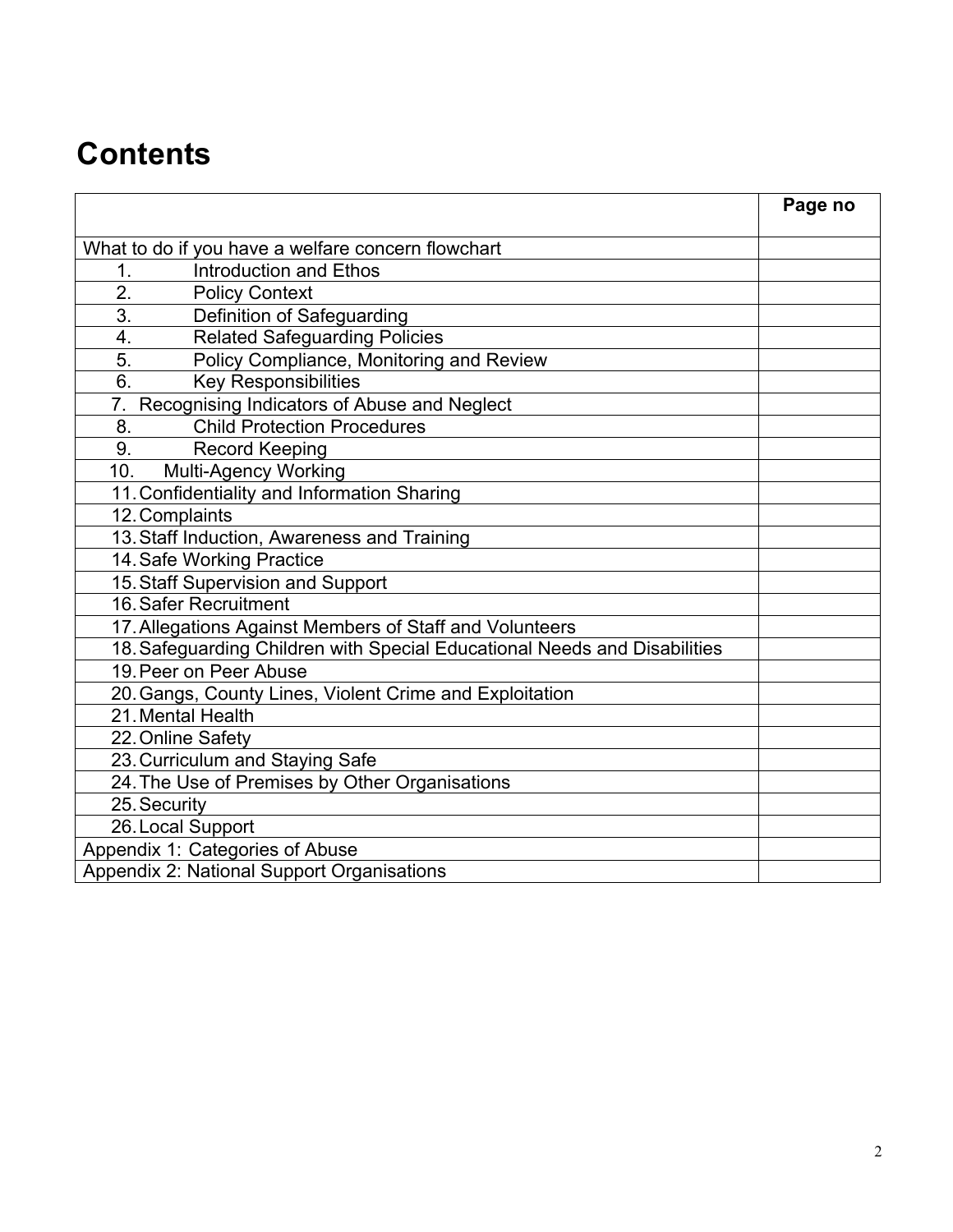# Contents

| | Page no |
|---|---|
| What to do if you have a welfare concern flowchart | |
| 1. Introduction and Ethos | |
| 2. Policy Context | |
| 3. Definition of Safeguarding | |
| 4. Related Safeguarding Policies | |
| 5. Policy Compliance, Monitoring and Review | |
| 6. Key Responsibilities | |
| 7. Recognising Indicators of Abuse and Neglect | |
| 8. Child Protection Procedures | |
| 9. Record Keeping | |
| 10. Multi-Agency Working | |
| 11. Confidentiality and Information Sharing | |
| 12. Complaints | |
| 13. Staff Induction, Awareness and Training | |
| 14. Safe Working Practice | |
| 15. Staff Supervision and Support | |
| 16. Safer Recruitment | |
| 17. Allegations Against Members of Staff and Volunteers | |
| 18. Safeguarding Children with Special Educational Needs and Disabilities | |
| 19. Peer on Peer Abuse | |
| 20. Gangs, County Lines, Violent Crime and Exploitation | |
| 21. Mental Health | |
| 22. Online Safety | |
| 23. Curriculum and Staying Safe | |
| 24. The Use of Premises by Other Organisations | |
| 25. Security | |
| 26. Local Support | |
| Appendix 1: Categories of Abuse | |
| Appendix 2: National Support Organisations | |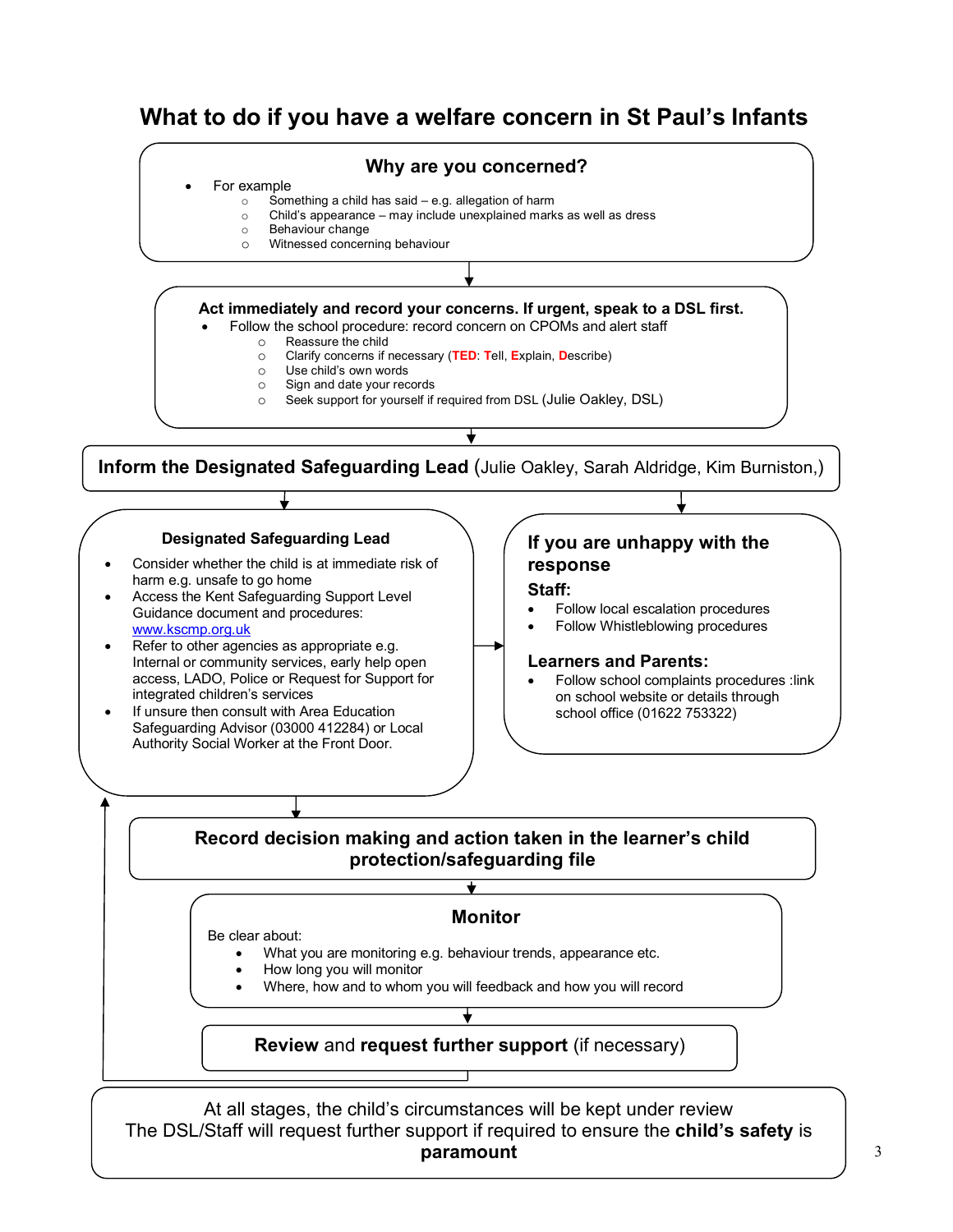# What to do if you have a welfare concern in St Paul's Infants

## Why are you concerned?

- For example
  - Something a child has said – e.g. allegation of harm
  - Child's appearance – may include unexplained marks as well as dress
  - Behaviour change
  - Witnessed concerning behaviour

**Act immediately and record your concerns. If urgent, speak to a DSL first.**

- Follow the school procedure: record concern on CPOMs and alert staff
  - Reassure the child
  - Clarify concerns if necessary (**TED**: **T**ell, **E**xplain, **D**escribe)
  - Use child's own words
  - Sign and date your records
  - Seek support for yourself if required from DSL (Julie Oakley, DSL)

**Inform the Designated Safeguarding Lead** (Julie Oakley, Sarah Aldridge, Kim Burniston,)

### Designated Safeguarding Lead

- Consider whether the child is at immediate risk of harm e.g. unsafe to go home
- Access the Kent Safeguarding Support Level Guidance document and procedures: www.kscmp.org.uk
- Refer to other agencies as appropriate e.g. Internal or community services, early help open access, LADO, Police or Request for Support for integrated children's services
- If unsure then consult with Area Education Safeguarding Advisor (03000 412284) or Local Authority Social Worker at the Front Door.

### If you are unhappy with the response

**Staff:**

- Follow local escalation procedures
- Follow Whistleblowing procedures

**Learners and Parents:**

- Follow school complaints procedures :link on school website or details through school office (01622 753322)

**Record decision making and action taken in the learner's child protection/safeguarding file**

### Monitor

Be clear about:

- What you are monitoring e.g. behaviour trends, appearance etc.
- How long you will monitor
- Where, how and to whom you will feedback and how you will record

**Review** and **request further support** (if necessary)

At all stages, the child's circumstances will be kept under review
The DSL/Staff will request further support if required to ensure the **child's safety** is **paramount**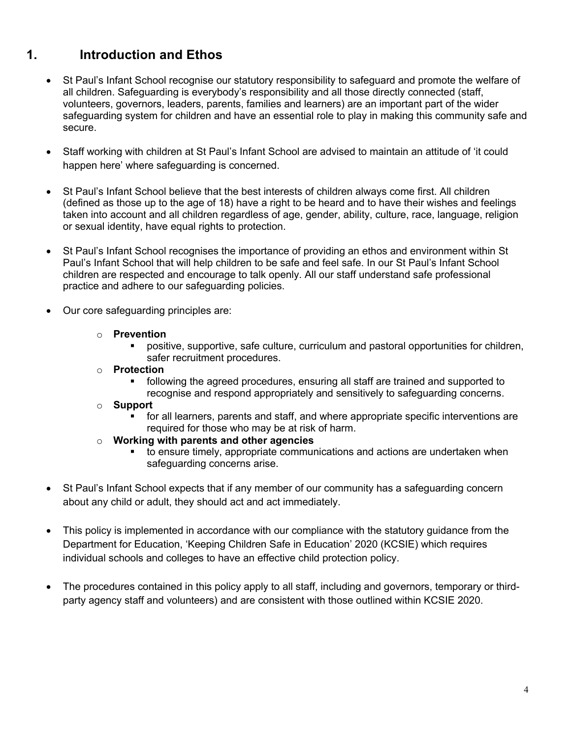# 1. Introduction and Ethos

- St Paul's Infant School recognise our statutory responsibility to safeguard and promote the welfare of all children. Safeguarding is everybody's responsibility and all those directly connected (staff, volunteers, governors, leaders, parents, families and learners) are an important part of the wider safeguarding system for children and have an essential role to play in making this community safe and secure.

- Staff working with children at St Paul's Infant School are advised to maintain an attitude of 'it could happen here' where safeguarding is concerned.

- St Paul's Infant School believe that the best interests of children always come first. All children (defined as those up to the age of 18) have a right to be heard and to have their wishes and feelings taken into account and all children regardless of age, gender, ability, culture, race, language, religion or sexual identity, have equal rights to protection.

- St Paul's Infant School recognises the importance of providing an ethos and environment within St Paul's Infant School that will help children to be safe and feel safe. In our St Paul's Infant School children are respected and encourage to talk openly. All our staff understand safe professional practice and adhere to our safeguarding policies.

- Our core safeguarding principles are:
  - **Prevention**
    - positive, supportive, safe culture, curriculum and pastoral opportunities for children, safer recruitment procedures.
  - **Protection**
    - following the agreed procedures, ensuring all staff are trained and supported to recognise and respond appropriately and sensitively to safeguarding concerns.
  - **Support**
    - for all learners, parents and staff, and where appropriate specific interventions are required for those who may be at risk of harm.
  - **Working with parents and other agencies**
    - to ensure timely, appropriate communications and actions are undertaken when safeguarding concerns arise.

- St Paul's Infant School expects that if any member of our community has a safeguarding concern about any child or adult, they should act and act immediately.

- This policy is implemented in accordance with our compliance with the statutory guidance from the Department for Education, 'Keeping Children Safe in Education' 2020 (KCSIE) which requires individual schools and colleges to have an effective child protection policy.

- The procedures contained in this policy apply to all staff, including and governors, temporary or third-party agency staff and volunteers) and are consistent with those outlined within KCSIE 2020.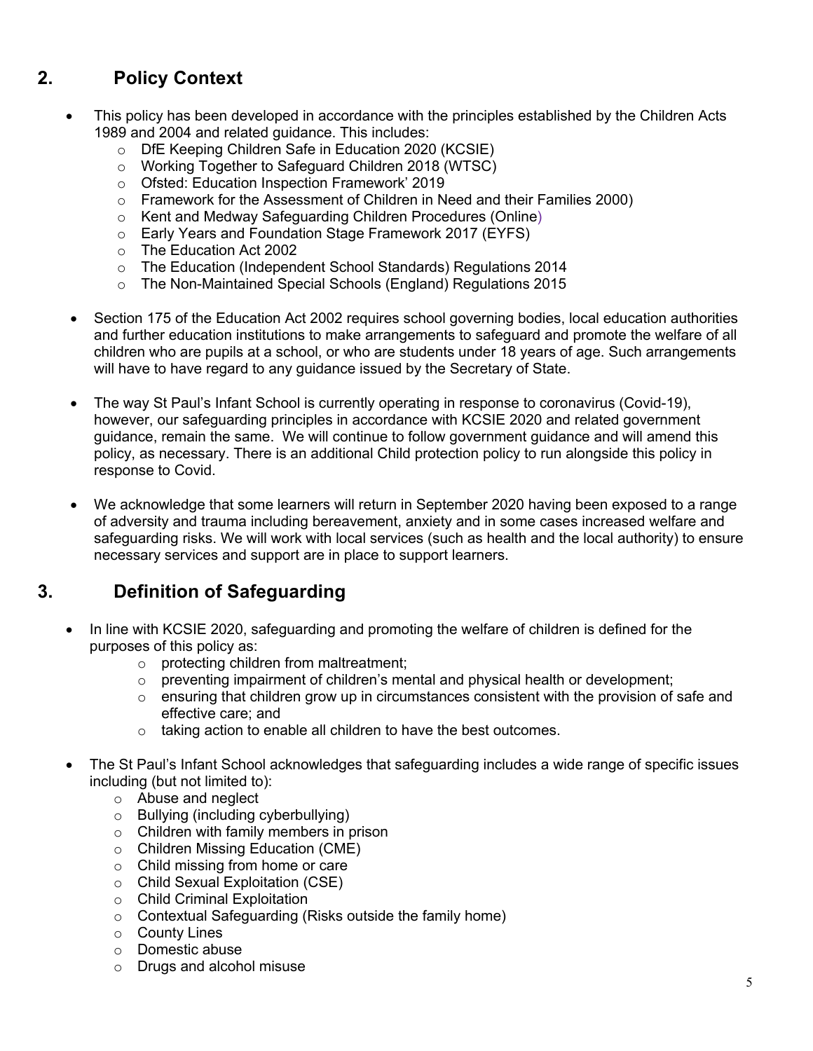## 2. Policy Context

- This policy has been developed in accordance with the principles established by the Children Acts 1989 and 2004 and related guidance. This includes:
    - DfE Keeping Children Safe in Education 2020 (KCSIE)
    - Working Together to Safeguard Children 2018 (WTSC)
    - Ofsted: Education Inspection Framework' 2019
    - Framework for the Assessment of Children in Need and their Families 2000)
    - Kent and Medway Safeguarding Children Procedures (Online)
    - Early Years and Foundation Stage Framework 2017 (EYFS)
    - The Education Act 2002
    - The Education (Independent School Standards) Regulations 2014
    - The Non-Maintained Special Schools (England) Regulations 2015

- Section 175 of the Education Act 2002 requires school governing bodies, local education authorities and further education institutions to make arrangements to safeguard and promote the welfare of all children who are pupils at a school, or who are students under 18 years of age. Such arrangements will have to have regard to any guidance issued by the Secretary of State.

- The way St Paul's Infant School is currently operating in response to coronavirus (Covid-19), however, our safeguarding principles in accordance with KCSIE 2020 and related government guidance, remain the same. We will continue to follow government guidance and will amend this policy, as necessary. There is an additional Child protection policy to run alongside this policy in response to Covid.

- We acknowledge that some learners will return in September 2020 having been exposed to a range of adversity and trauma including bereavement, anxiety and in some cases increased welfare and safeguarding risks. We will work with local services (such as health and the local authority) to ensure necessary services and support are in place to support learners.

## 3. Definition of Safeguarding

- In line with KCSIE 2020, safeguarding and promoting the welfare of children is defined for the purposes of this policy as:
    - protecting children from maltreatment;
    - preventing impairment of children's mental and physical health or development;
    - ensuring that children grow up in circumstances consistent with the provision of safe and effective care; and
    - taking action to enable all children to have the best outcomes.

- The St Paul's Infant School acknowledges that safeguarding includes a wide range of specific issues including (but not limited to):
    - Abuse and neglect
    - Bullying (including cyberbullying)
    - Children with family members in prison
    - Children Missing Education (CME)
    - Child missing from home or care
    - Child Sexual Exploitation (CSE)
    - Child Criminal Exploitation
    - Contextual Safeguarding (Risks outside the family home)
    - County Lines
    - Domestic abuse
    - Drugs and alcohol misuse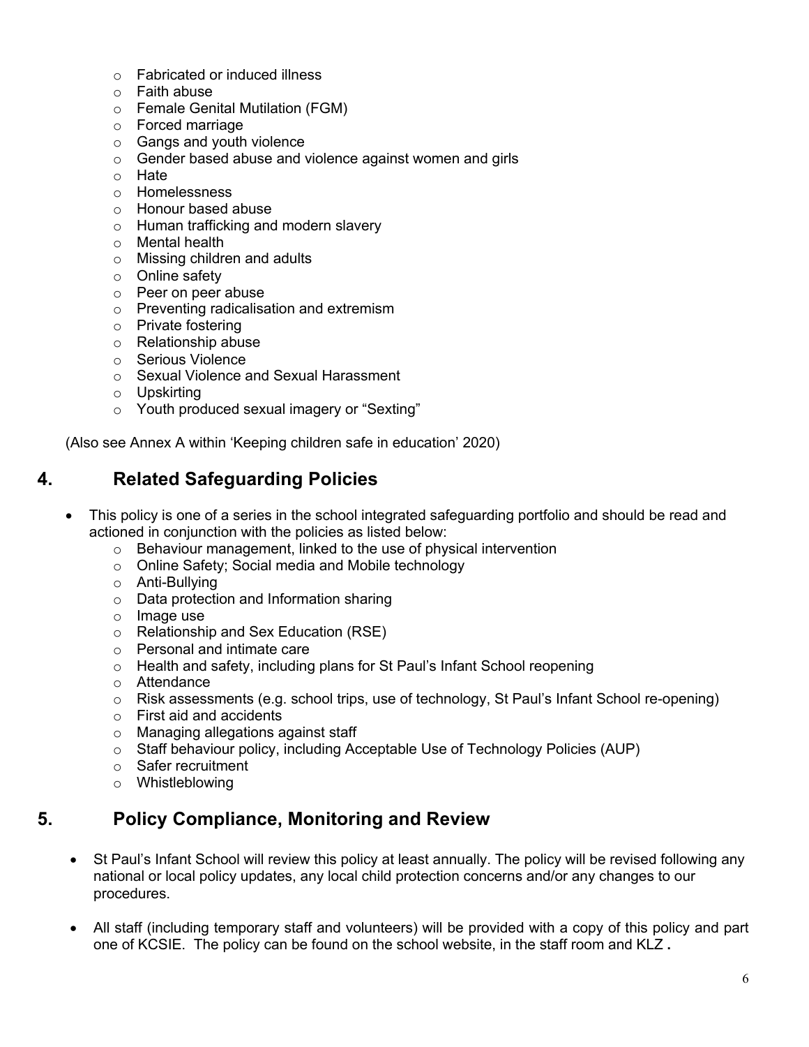- Fabricated or induced illness
- Faith abuse
- Female Genital Mutilation (FGM)
- Forced marriage
- Gangs and youth violence
- Gender based abuse and violence against women and girls
- Hate
- Homelessness
- Honour based abuse
- Human trafficking and modern slavery
- Mental health
- Missing children and adults
- Online safety
- Peer on peer abuse
- Preventing radicalisation and extremism
- Private fostering
- Relationship abuse
- Serious Violence
- Sexual Violence and Sexual Harassment
- Upskirting
- Youth produced sexual imagery or "Sexting"

(Also see Annex A within 'Keeping children safe in education' 2020)

## 4. Related Safeguarding Policies

- This policy is one of a series in the school integrated safeguarding portfolio and should be read and actioned in conjunction with the policies as listed below:
  - Behaviour management, linked to the use of physical intervention
  - Online Safety; Social media and Mobile technology
  - Anti-Bullying
  - Data protection and Information sharing
  - Image use
  - Relationship and Sex Education (RSE)
  - Personal and intimate care
  - Health and safety, including plans for St Paul's Infant School reopening
  - Attendance
  - Risk assessments (e.g. school trips, use of technology, St Paul's Infant School re-opening)
  - First aid and accidents
  - Managing allegations against staff
  - Staff behaviour policy, including Acceptable Use of Technology Policies (AUP)
  - Safer recruitment
  - Whistleblowing

## 5. Policy Compliance, Monitoring and Review

- St Paul's Infant School will review this policy at least annually. The policy will be revised following any national or local policy updates, any local child protection concerns and/or any changes to our procedures.

- All staff (including temporary staff and volunteers) will be provided with a copy of this policy and part one of KCSIE. The policy can be found on the school website, in the staff room and KLZ **.**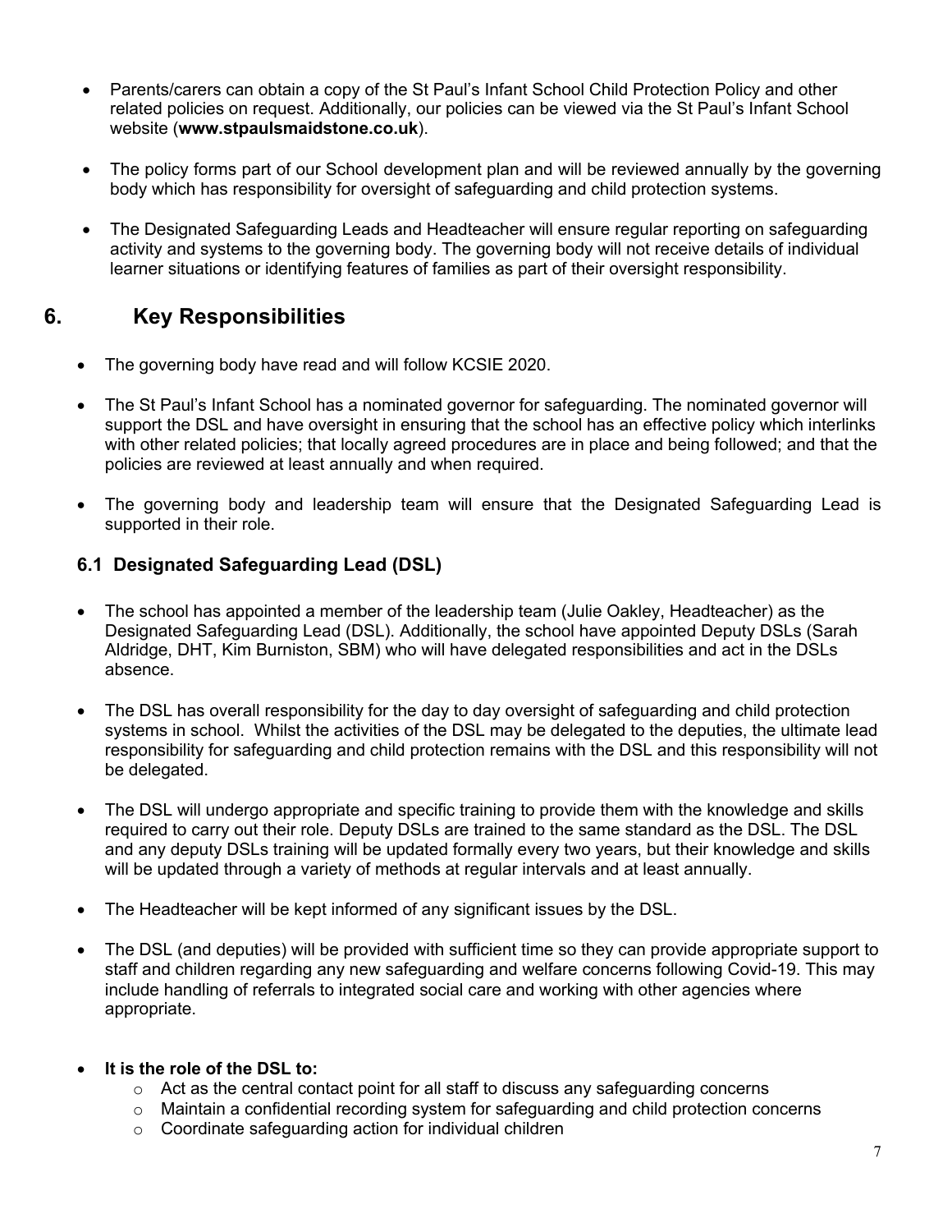- Parents/carers can obtain a copy of the St Paul's Infant School Child Protection Policy and other related policies on request. Additionally, our policies can be viewed via the St Paul's Infant School website (**www.stpaulsmaidstone.co.uk**).

- The policy forms part of our School development plan and will be reviewed annually by the governing body which has responsibility for oversight of safeguarding and child protection systems.

- The Designated Safeguarding Leads and Headteacher will ensure regular reporting on safeguarding activity and systems to the governing body. The governing body will not receive details of individual learner situations or identifying features of families as part of their oversight responsibility.

## 6. Key Responsibilities

- The governing body have read and will follow KCSIE 2020.

- The St Paul's Infant School has a nominated governor for safeguarding. The nominated governor will support the DSL and have oversight in ensuring that the school has an effective policy which interlinks with other related policies; that locally agreed procedures are in place and being followed; and that the policies are reviewed at least annually and when required.

- The governing body and leadership team will ensure that the Designated Safeguarding Lead is supported in their role.

### 6.1 Designated Safeguarding Lead (DSL)

- The school has appointed a member of the leadership team (Julie Oakley, Headteacher) as the Designated Safeguarding Lead (DSL). Additionally, the school have appointed Deputy DSLs (Sarah Aldridge, DHT, Kim Burniston, SBM) who will have delegated responsibilities and act in the DSLs absence.

- The DSL has overall responsibility for the day to day oversight of safeguarding and child protection systems in school. Whilst the activities of the DSL may be delegated to the deputies, the ultimate lead responsibility for safeguarding and child protection remains with the DSL and this responsibility will not be delegated.

- The DSL will undergo appropriate and specific training to provide them with the knowledge and skills required to carry out their role. Deputy DSLs are trained to the same standard as the DSL. The DSL and any deputy DSLs training will be updated formally every two years, but their knowledge and skills will be updated through a variety of methods at regular intervals and at least annually.

- The Headteacher will be kept informed of any significant issues by the DSL.

- The DSL (and deputies) will be provided with sufficient time so they can provide appropriate support to staff and children regarding any new safeguarding and welfare concerns following Covid-19. This may include handling of referrals to integrated social care and working with other agencies where appropriate.

- **It is the role of the DSL to:**
  - Act as the central contact point for all staff to discuss any safeguarding concerns
  - Maintain a confidential recording system for safeguarding and child protection concerns
  - Coordinate safeguarding action for individual children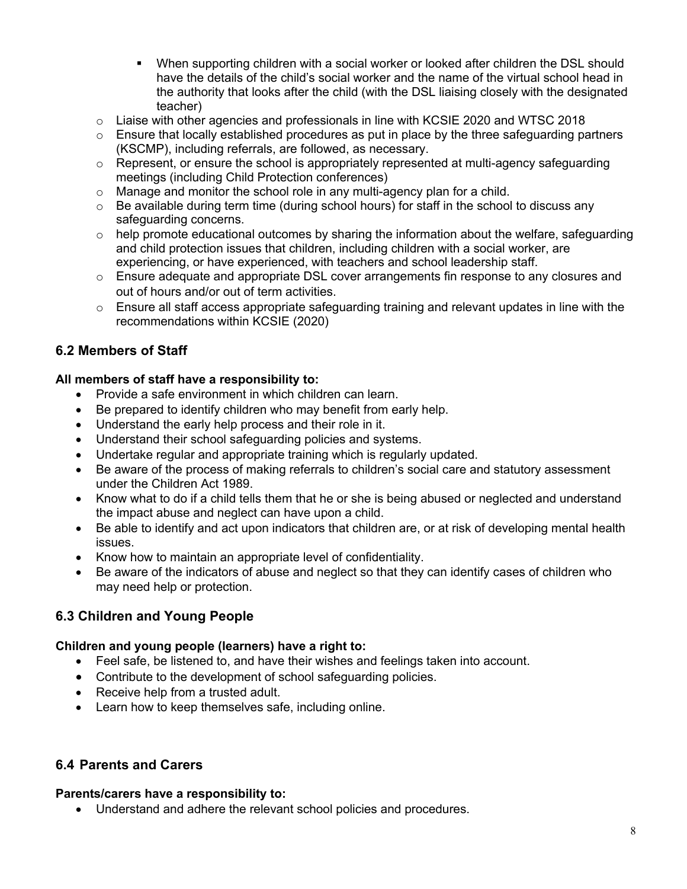- When supporting children with a social worker or looked after children the DSL should have the details of the child's social worker and the name of the virtual school head in the authority that looks after the child (with the DSL liaising closely with the designated teacher)
  - Liaise with other agencies and professionals in line with KCSIE 2020 and WTSC 2018
  - Ensure that locally established procedures as put in place by the three safeguarding partners (KSCMP), including referrals, are followed, as necessary.
  - Represent, or ensure the school is appropriately represented at multi-agency safeguarding meetings (including Child Protection conferences)
  - Manage and monitor the school role in any multi-agency plan for a child.
  - Be available during term time (during school hours) for staff in the school to discuss any safeguarding concerns.
  - help promote educational outcomes by sharing the information about the welfare, safeguarding and child protection issues that children, including children with a social worker, are experiencing, or have experienced, with teachers and school leadership staff.
  - Ensure adequate and appropriate DSL cover arrangements fin response to any closures and out of hours and/or out of term activities.
  - Ensure all staff access appropriate safeguarding training and relevant updates in line with the recommendations within KCSIE (2020)

## 6.2 Members of Staff

**All members of staff have a responsibility to:**

- Provide a safe environment in which children can learn.
- Be prepared to identify children who may benefit from early help.
- Understand the early help process and their role in it.
- Understand their school safeguarding policies and systems.
- Undertake regular and appropriate training which is regularly updated.
- Be aware of the process of making referrals to children's social care and statutory assessment under the Children Act 1989.
- Know what to do if a child tells them that he or she is being abused or neglected and understand the impact abuse and neglect can have upon a child.
- Be able to identify and act upon indicators that children are, or at risk of developing mental health issues.
- Know how to maintain an appropriate level of confidentiality.
- Be aware of the indicators of abuse and neglect so that they can identify cases of children who may need help or protection.

## 6.3 Children and Young People

**Children and young people (learners) have a right to:**

- Feel safe, be listened to, and have their wishes and feelings taken into account.
- Contribute to the development of school safeguarding policies.
- Receive help from a trusted adult.
- Learn how to keep themselves safe, including online.

## 6.4 Parents and Carers

**Parents/carers have a responsibility to:**

- Understand and adhere the relevant school policies and procedures.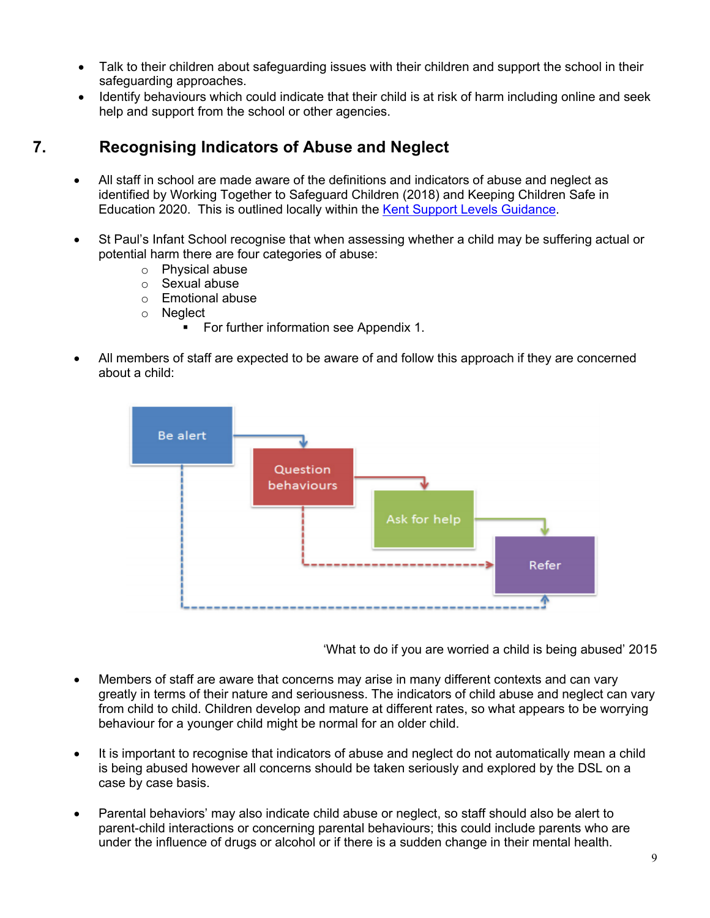- Talk to their children about safeguarding issues with their children and support the school in their safeguarding approaches.
- Identify behaviours which could indicate that their child is at risk of harm including online and seek help and support from the school or other agencies.

## 7. Recognising Indicators of Abuse and Neglect

- All staff in school are made aware of the definitions and indicators of abuse and neglect as identified by Working Together to Safeguard Children (2018) and Keeping Children Safe in Education 2020. This is outlined locally within the Kent Support Levels Guidance.

- St Paul's Infant School recognise that when assessing whether a child may be suffering actual or potential harm there are four categories of abuse:
  - Physical abuse
  - Sexual abuse
  - Emotional abuse
  - Neglect
    - For further information see Appendix 1.

- All members of staff are expected to be aware of and follow this approach if they are concerned about a child:

Be alert → Question behaviours → Ask for help → Refer

'What to do if you are worried a child is being abused' 2015

- Members of staff are aware that concerns may arise in many different contexts and can vary greatly in terms of their nature and seriousness. The indicators of child abuse and neglect can vary from child to child. Children develop and mature at different rates, so what appears to be worrying behaviour for a younger child might be normal for an older child.

- It is important to recognise that indicators of abuse and neglect do not automatically mean a child is being abused however all concerns should be taken seriously and explored by the DSL on a case by case basis.

- Parental behaviors' may also indicate child abuse or neglect, so staff should also be alert to parent-child interactions or concerning parental behaviours; this could include parents who are under the influence of drugs or alcohol or if there is a sudden change in their mental health.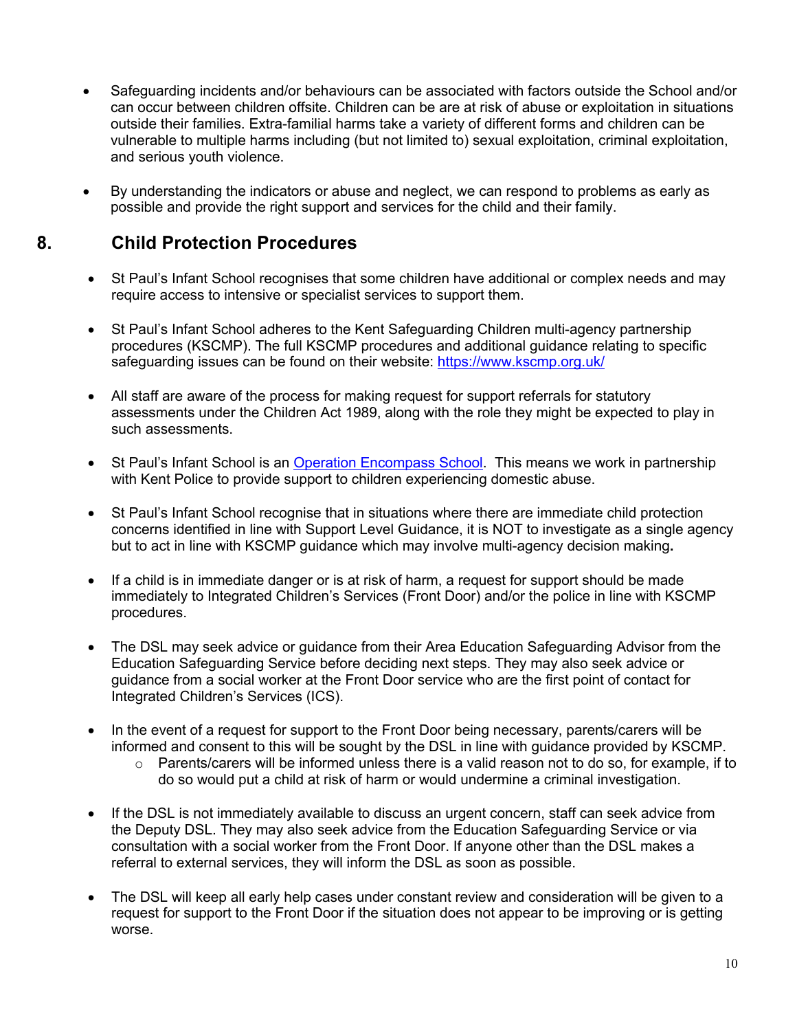- Safeguarding incidents and/or behaviours can be associated with factors outside the School and/or can occur between children offsite. Children can be are at risk of abuse or exploitation in situations outside their families. Extra-familial harms take a variety of different forms and children can be vulnerable to multiple harms including (but not limited to) sexual exploitation, criminal exploitation, and serious youth violence.

- By understanding the indicators or abuse and neglect, we can respond to problems as early as possible and provide the right support and services for the child and their family.

## 8. Child Protection Procedures

- St Paul's Infant School recognises that some children have additional or complex needs and may require access to intensive or specialist services to support them.

- St Paul's Infant School adheres to the Kent Safeguarding Children multi-agency partnership procedures (KSCMP). The full KSCMP procedures and additional guidance relating to specific safeguarding issues can be found on their website: [https://www.kscmp.org.uk/](https://www.kscmp.org.uk/)

- All staff are aware of the process for making request for support referrals for statutory assessments under the Children Act 1989, along with the role they might be expected to play in such assessments.

- St Paul's Infant School is an Operation Encompass School. This means we work in partnership with Kent Police to provide support to children experiencing domestic abuse.

- St Paul's Infant School recognise that in situations where there are immediate child protection concerns identified in line with Support Level Guidance, it is NOT to investigate as a single agency but to act in line with KSCMP guidance which may involve multi-agency decision making**.**

- If a child is in immediate danger or is at risk of harm, a request for support should be made immediately to Integrated Children's Services (Front Door) and/or the police in line with KSCMP procedures.

- The DSL may seek advice or guidance from their Area Education Safeguarding Advisor from the Education Safeguarding Service before deciding next steps. They may also seek advice or guidance from a social worker at the Front Door service who are the first point of contact for Integrated Children's Services (ICS).

- In the event of a request for support to the Front Door being necessary, parents/carers will be informed and consent to this will be sought by the DSL in line with guidance provided by KSCMP.
  - Parents/carers will be informed unless there is a valid reason not to do so, for example, if to do so would put a child at risk of harm or would undermine a criminal investigation.

- If the DSL is not immediately available to discuss an urgent concern, staff can seek advice from the Deputy DSL. They may also seek advice from the Education Safeguarding Service or via consultation with a social worker from the Front Door. If anyone other than the DSL makes a referral to external services, they will inform the DSL as soon as possible.

- The DSL will keep all early help cases under constant review and consideration will be given to a request for support to the Front Door if the situation does not appear to be improving or is getting worse.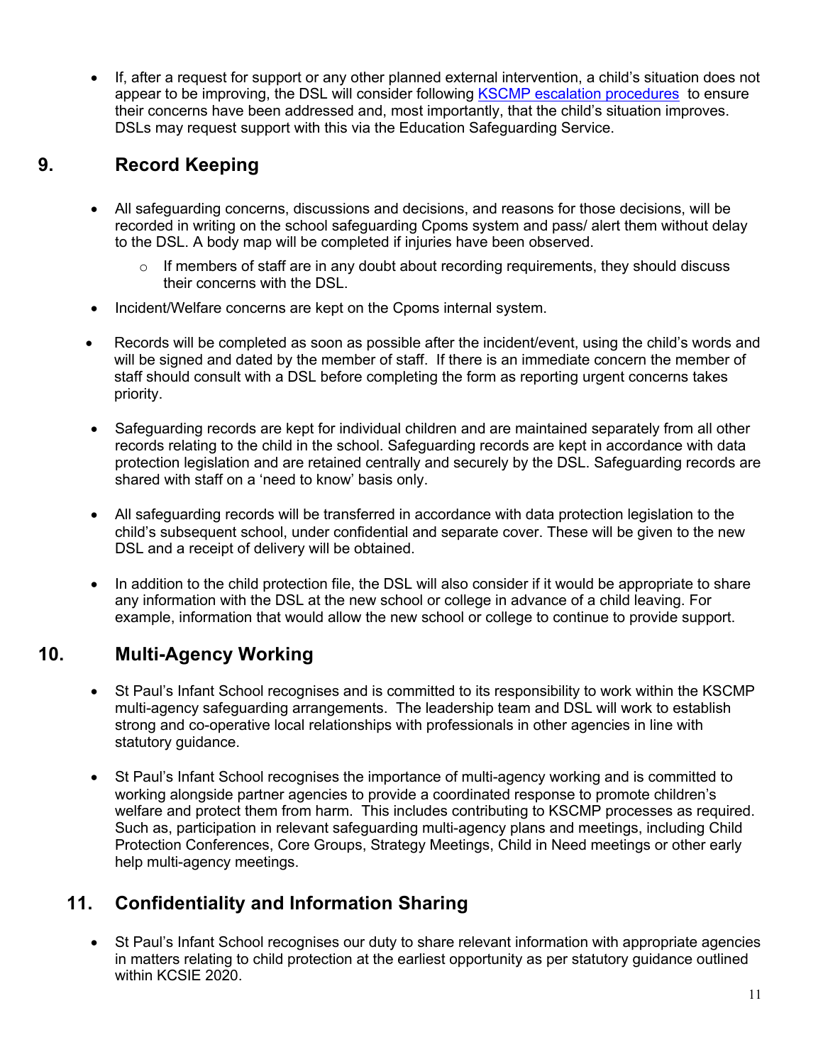- If, after a request for support or any other planned external intervention, a child's situation does not appear to be improving, the DSL will consider following [KSCMP escalation procedures](#) to ensure their concerns have been addressed and, most importantly, that the child's situation improves. DSLs may request support with this via the Education Safeguarding Service.

## 9. Record Keeping

- All safeguarding concerns, discussions and decisions, and reasons for those decisions, will be recorded in writing on the school safeguarding Cpoms system and pass/ alert them without delay to the DSL. A body map will be completed if injuries have been observed.
    - If members of staff are in any doubt about recording requirements, they should discuss their concerns with the DSL.
- Incident/Welfare concerns are kept on the Cpoms internal system.
- Records will be completed as soon as possible after the incident/event, using the child's words and will be signed and dated by the member of staff. If there is an immediate concern the member of staff should consult with a DSL before completing the form as reporting urgent concerns takes priority.
- Safeguarding records are kept for individual children and are maintained separately from all other records relating to the child in the school. Safeguarding records are kept in accordance with data protection legislation and are retained centrally and securely by the DSL. Safeguarding records are shared with staff on a 'need to know' basis only.
- All safeguarding records will be transferred in accordance with data protection legislation to the child's subsequent school, under confidential and separate cover. These will be given to the new DSL and a receipt of delivery will be obtained.
- In addition to the child protection file, the DSL will also consider if it would be appropriate to share any information with the DSL at the new school or college in advance of a child leaving. For example, information that would allow the new school or college to continue to provide support.

## 10. Multi-Agency Working

- St Paul's Infant School recognises and is committed to its responsibility to work within the KSCMP multi-agency safeguarding arrangements. The leadership team and DSL will work to establish strong and co-operative local relationships with professionals in other agencies in line with statutory guidance.
- St Paul's Infant School recognises the importance of multi-agency working and is committed to working alongside partner agencies to provide a coordinated response to promote children's welfare and protect them from harm. This includes contributing to KSCMP processes as required. Such as, participation in relevant safeguarding multi-agency plans and meetings, including Child Protection Conferences, Core Groups, Strategy Meetings, Child in Need meetings or other early help multi-agency meetings.

## 11. Confidentiality and Information Sharing

- St Paul's Infant School recognises our duty to share relevant information with appropriate agencies in matters relating to child protection at the earliest opportunity as per statutory guidance outlined within KCSIE 2020.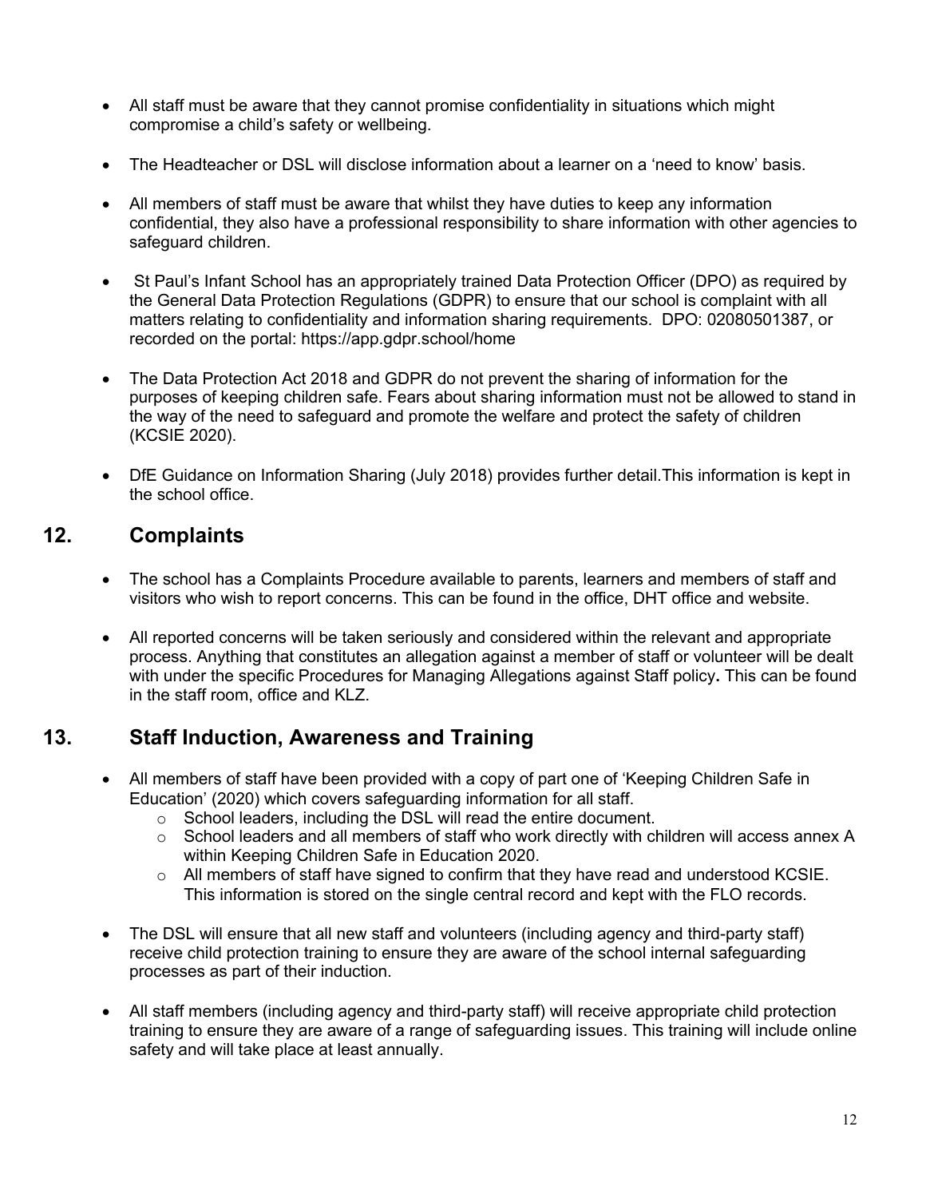- All staff must be aware that they cannot promise confidentiality in situations which might compromise a child's safety or wellbeing.

- The Headteacher or DSL will disclose information about a learner on a 'need to know' basis.

- All members of staff must be aware that whilst they have duties to keep any information confidential, they also have a professional responsibility to share information with other agencies to safeguard children.

- St Paul's Infant School has an appropriately trained Data Protection Officer (DPO) as required by the General Data Protection Regulations (GDPR) to ensure that our school is complaint with all matters relating to confidentiality and information sharing requirements. DPO: 02080501387, or recorded on the portal: https://app.gdpr.school/home

- The Data Protection Act 2018 and GDPR do not prevent the sharing of information for the purposes of keeping children safe. Fears about sharing information must not be allowed to stand in the way of the need to safeguard and promote the welfare and protect the safety of children (KCSIE 2020).

- DfE Guidance on Information Sharing (July 2018) provides further detail.This information is kept in the school office.

## 12. Complaints

- The school has a Complaints Procedure available to parents, learners and members of staff and visitors who wish to report concerns. This can be found in the office, DHT office and website.

- All reported concerns will be taken seriously and considered within the relevant and appropriate process. Anything that constitutes an allegation against a member of staff or volunteer will be dealt with under the specific Procedures for Managing Allegations against Staff policy**.** This can be found in the staff room, office and KLZ.

## 13. Staff Induction, Awareness and Training

- All members of staff have been provided with a copy of part one of 'Keeping Children Safe in Education' (2020) which covers safeguarding information for all staff.
  - School leaders, including the DSL will read the entire document.
  - School leaders and all members of staff who work directly with children will access annex A within Keeping Children Safe in Education 2020.
  - All members of staff have signed to confirm that they have read and understood KCSIE. This information is stored on the single central record and kept with the FLO records.

- The DSL will ensure that all new staff and volunteers (including agency and third-party staff) receive child protection training to ensure they are aware of the school internal safeguarding processes as part of their induction.

- All staff members (including agency and third-party staff) will receive appropriate child protection training to ensure they are aware of a range of safeguarding issues. This training will include online safety and will take place at least annually.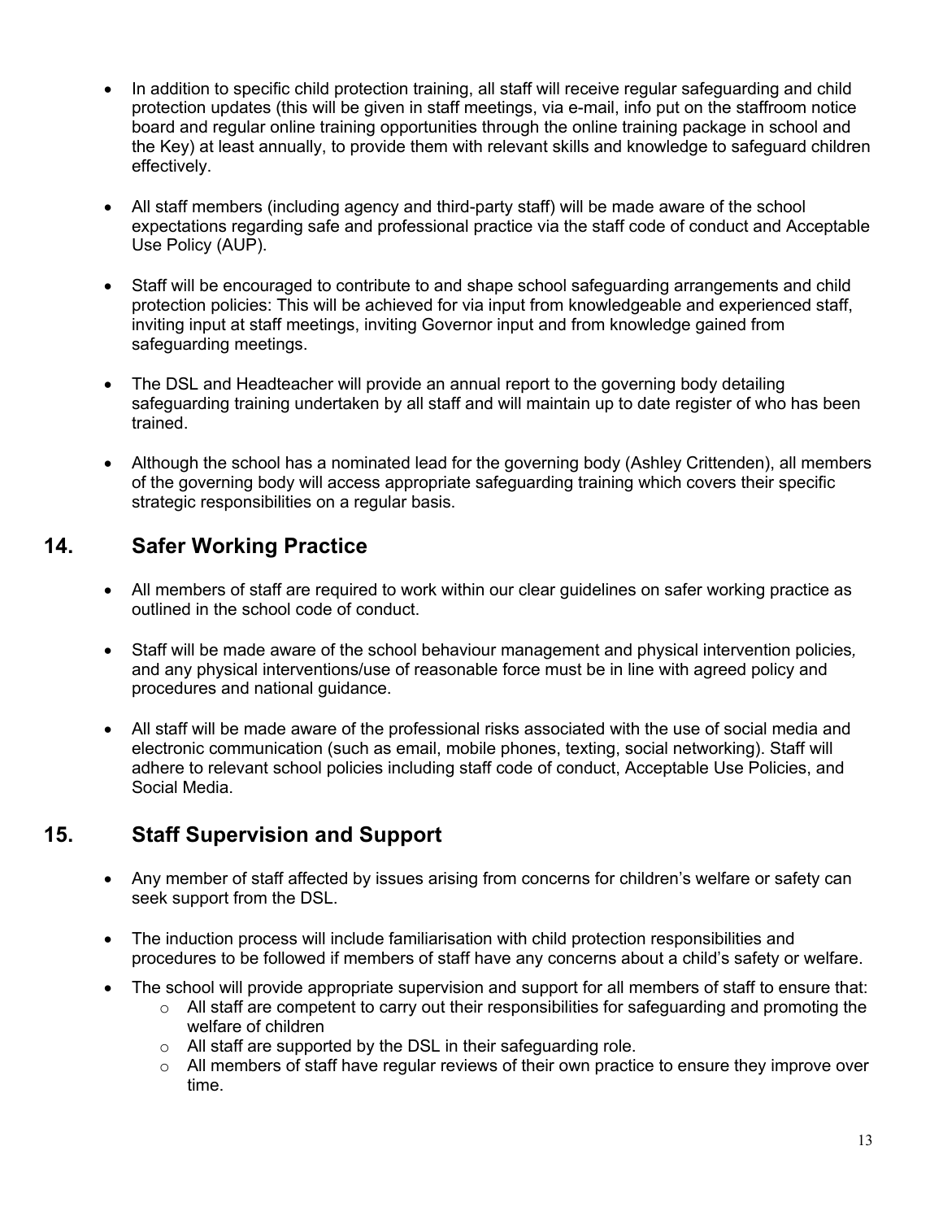- In addition to specific child protection training, all staff will receive regular safeguarding and child protection updates (this will be given in staff meetings, via e-mail, info put on the staffroom notice board and regular online training opportunities through the online training package in school and the Key) at least annually, to provide them with relevant skills and knowledge to safeguard children effectively.

- All staff members (including agency and third-party staff) will be made aware of the school expectations regarding safe and professional practice via the staff code of conduct and Acceptable Use Policy (AUP).

- Staff will be encouraged to contribute to and shape school safeguarding arrangements and child protection policies: This will be achieved for via input from knowledgeable and experienced staff, inviting input at staff meetings, inviting Governor input and from knowledge gained from safeguarding meetings.

- The DSL and Headteacher will provide an annual report to the governing body detailing safeguarding training undertaken by all staff and will maintain up to date register of who has been trained.

- Although the school has a nominated lead for the governing body (Ashley Crittenden), all members of the governing body will access appropriate safeguarding training which covers their specific strategic responsibilities on a regular basis.

## 14. Safer Working Practice

- All members of staff are required to work within our clear guidelines on safer working practice as outlined in the school code of conduct.

- Staff will be made aware of the school behaviour management and physical intervention policies, and any physical interventions/use of reasonable force must be in line with agreed policy and procedures and national guidance.

- All staff will be made aware of the professional risks associated with the use of social media and electronic communication (such as email, mobile phones, texting, social networking). Staff will adhere to relevant school policies including staff code of conduct, Acceptable Use Policies, and Social Media.

## 15. Staff Supervision and Support

- Any member of staff affected by issues arising from concerns for children's welfare or safety can seek support from the DSL.

- The induction process will include familiarisation with child protection responsibilities and procedures to be followed if members of staff have any concerns about a child's safety or welfare.

- The school will provide appropriate supervision and support for all members of staff to ensure that:
  - All staff are competent to carry out their responsibilities for safeguarding and promoting the welfare of children
  - All staff are supported by the DSL in their safeguarding role.
  - All members of staff have regular reviews of their own practice to ensure they improve over time.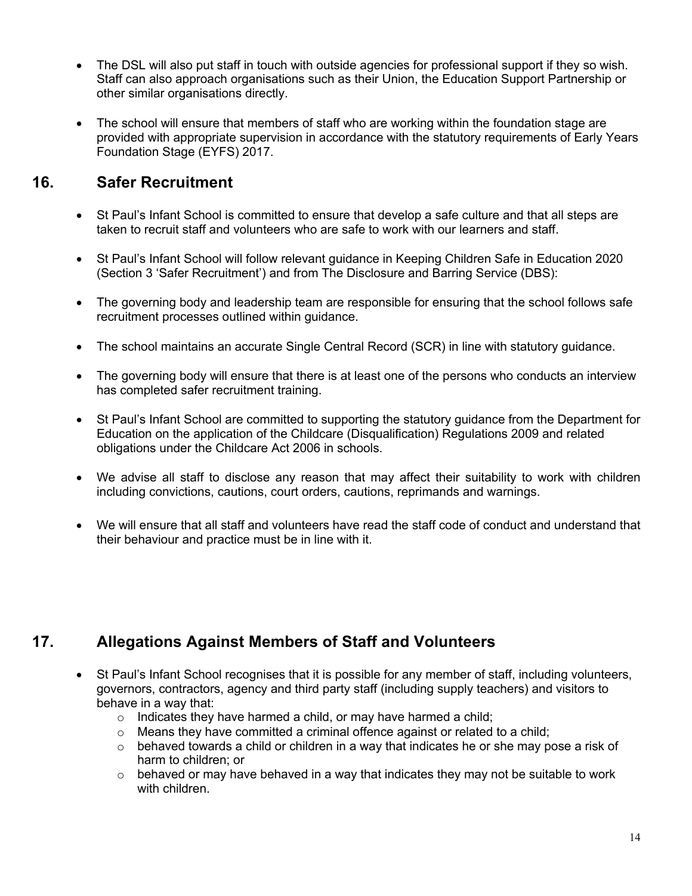- The DSL will also put staff in touch with outside agencies for professional support if they so wish. Staff can also approach organisations such as their Union, the Education Support Partnership or other similar organisations directly.

- The school will ensure that members of staff who are working within the foundation stage are provided with appropriate supervision in accordance with the statutory requirements of Early Years Foundation Stage (EYFS) 2017.

## 16. Safer Recruitment

- St Paul's Infant School is committed to ensure that develop a safe culture and that all steps are taken to recruit staff and volunteers who are safe to work with our learners and staff.

- St Paul's Infant School will follow relevant guidance in Keeping Children Safe in Education 2020 (Section 3 'Safer Recruitment') and from The Disclosure and Barring Service (DBS):

- The governing body and leadership team are responsible for ensuring that the school follows safe recruitment processes outlined within guidance.

- The school maintains an accurate Single Central Record (SCR) in line with statutory guidance.

- The governing body will ensure that there is at least one of the persons who conducts an interview has completed safer recruitment training.

- St Paul's Infant School are committed to supporting the statutory guidance from the Department for Education on the application of the Childcare (Disqualification) Regulations 2009 and related obligations under the Childcare Act 2006 in schools.

- We advise all staff to disclose any reason that may affect their suitability to work with children including convictions, cautions, court orders, cautions, reprimands and warnings.

- We will ensure that all staff and volunteers have read the staff code of conduct and understand that their behaviour and practice must be in line with it.

## 17. Allegations Against Members of Staff and Volunteers

- St Paul's Infant School recognises that it is possible for any member of staff, including volunteers, governors, contractors, agency and third party staff (including supply teachers) and visitors to behave in a way that:
    - Indicates they have harmed a child, or may have harmed a child;
    - Means they have committed a criminal offence against or related to a child;
    - behaved towards a child or children in a way that indicates he or she may pose a risk of harm to children; or
    - behaved or may have behaved in a way that indicates they may not be suitable to work with children.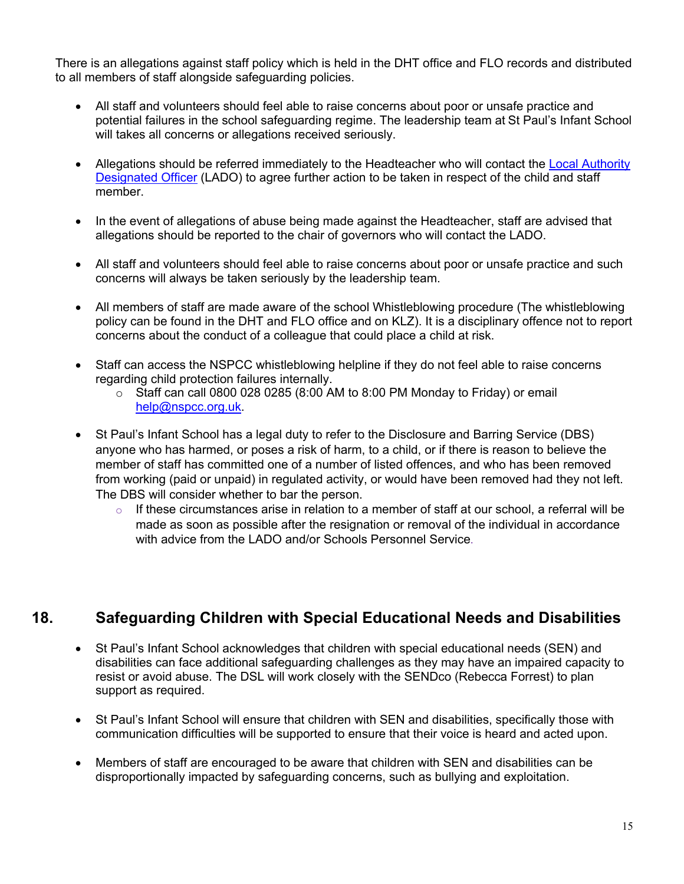There is an allegations against staff policy which is held in the DHT office and FLO records and distributed to all members of staff alongside safeguarding policies.

- All staff and volunteers should feel able to raise concerns about poor or unsafe practice and potential failures in the school safeguarding regime. The leadership team at St Paul's Infant School will takes all concerns or allegations received seriously.

- Allegations should be referred immediately to the Headteacher who will contact the Local Authority Designated Officer (LADO) to agree further action to be taken in respect of the child and staff member.

- In the event of allegations of abuse being made against the Headteacher, staff are advised that allegations should be reported to the chair of governors who will contact the LADO.

- All staff and volunteers should feel able to raise concerns about poor or unsafe practice and such concerns will always be taken seriously by the leadership team.

- All members of staff are made aware of the school Whistleblowing procedure (The whistleblowing policy can be found in the DHT and FLO office and on KLZ). It is a disciplinary offence not to report concerns about the conduct of a colleague that could place a child at risk.

- Staff can access the NSPCC whistleblowing helpline if they do not feel able to raise concerns regarding child protection failures internally.
  - Staff can call 0800 028 0285 (8:00 AM to 8:00 PM Monday to Friday) or email help@nspcc.org.uk.

- St Paul's Infant School has a legal duty to refer to the Disclosure and Barring Service (DBS) anyone who has harmed, or poses a risk of harm, to a child, or if there is reason to believe the member of staff has committed one of a number of listed offences, and who has been removed from working (paid or unpaid) in regulated activity, or would have been removed had they not left. The DBS will consider whether to bar the person.
  - If these circumstances arise in relation to a member of staff at our school, a referral will be made as soon as possible after the resignation or removal of the individual in accordance with advice from the LADO and/or Schools Personnel Service.

## 18. Safeguarding Children with Special Educational Needs and Disabilities

- St Paul's Infant School acknowledges that children with special educational needs (SEN) and disabilities can face additional safeguarding challenges as they may have an impaired capacity to resist or avoid abuse. The DSL will work closely with the SENDco (Rebecca Forrest) to plan support as required.

- St Paul's Infant School will ensure that children with SEN and disabilities, specifically those with communication difficulties will be supported to ensure that their voice is heard and acted upon.

- Members of staff are encouraged to be aware that children with SEN and disabilities can be disproportionally impacted by safeguarding concerns, such as bullying and exploitation.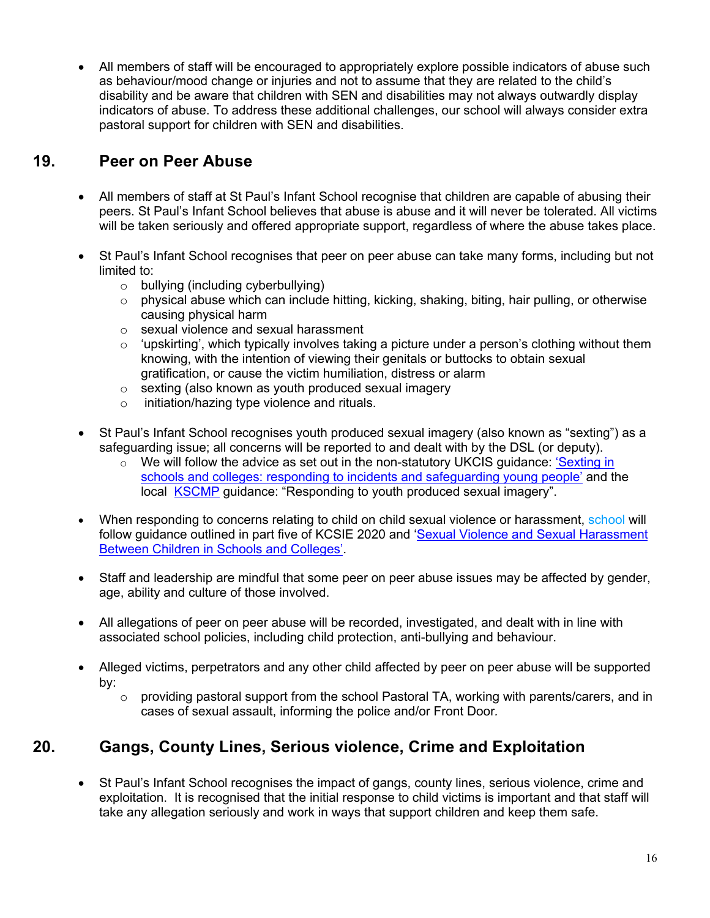- All members of staff will be encouraged to appropriately explore possible indicators of abuse such as behaviour/mood change or injuries and not to assume that they are related to the child's disability and be aware that children with SEN and disabilities may not always outwardly display indicators of abuse. To address these additional challenges, our school will always consider extra pastoral support for children with SEN and disabilities.

## 19. Peer on Peer Abuse

- All members of staff at St Paul's Infant School recognise that children are capable of abusing their peers. St Paul's Infant School believes that abuse is abuse and it will never be tolerated. All victims will be taken seriously and offered appropriate support, regardless of where the abuse takes place.

- St Paul's Infant School recognises that peer on peer abuse can take many forms, including but not limited to:
  - bullying (including cyberbullying)
  - physical abuse which can include hitting, kicking, shaking, biting, hair pulling, or otherwise causing physical harm
  - sexual violence and sexual harassment
  - 'upskirting', which typically involves taking a picture under a person's clothing without them knowing, with the intention of viewing their genitals or buttocks to obtain sexual gratification, or cause the victim humiliation, distress or alarm
  - sexting (also known as youth produced sexual imagery
  - initiation/hazing type violence and rituals.

- St Paul's Infant School recognises youth produced sexual imagery (also known as "sexting") as a safeguarding issue; all concerns will be reported to and dealt with by the DSL (or deputy).
  - We will follow the advice as set out in the non-statutory UKCIS guidance: 'Sexting in schools and colleges: responding to incidents and safeguarding young people' and the local KSCMP guidance: "Responding to youth produced sexual imagery".

- When responding to concerns relating to child on child sexual violence or harassment, school will follow guidance outlined in part five of KCSIE 2020 and 'Sexual Violence and Sexual Harassment Between Children in Schools and Colleges'.

- Staff and leadership are mindful that some peer on peer abuse issues may be affected by gender, age, ability and culture of those involved.

- All allegations of peer on peer abuse will be recorded, investigated, and dealt with in line with associated school policies, including child protection, anti-bullying and behaviour.

- Alleged victims, perpetrators and any other child affected by peer on peer abuse will be supported by:
  - providing pastoral support from the school Pastoral TA, working with parents/carers, and in cases of sexual assault, informing the police and/or Front Door.

## 20. Gangs, County Lines, Serious violence, Crime and Exploitation

- St Paul's Infant School recognises the impact of gangs, county lines, serious violence, crime and exploitation. It is recognised that the initial response to child victims is important and that staff will take any allegation seriously and work in ways that support children and keep them safe.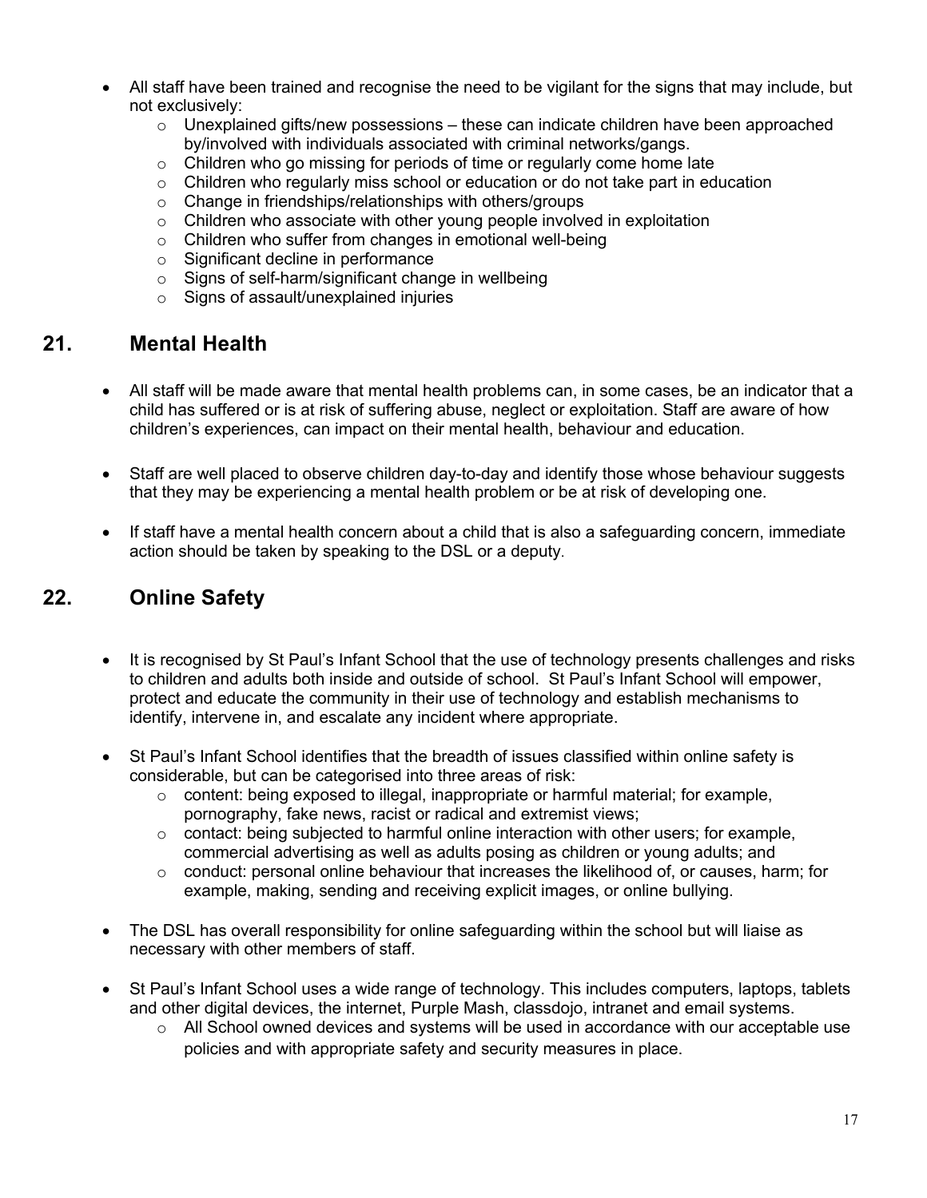- All staff have been trained and recognise the need to be vigilant for the signs that may include, but not exclusively:
    - Unexplained gifts/new possessions – these can indicate children have been approached by/involved with individuals associated with criminal networks/gangs.
    - Children who go missing for periods of time or regularly come home late
    - Children who regularly miss school or education or do not take part in education
    - Change in friendships/relationships with others/groups
    - Children who associate with other young people involved in exploitation
    - Children who suffer from changes in emotional well-being
    - Significant decline in performance
    - Signs of self-harm/significant change in wellbeing
    - Signs of assault/unexplained injuries

## 21. Mental Health

- All staff will be made aware that mental health problems can, in some cases, be an indicator that a child has suffered or is at risk of suffering abuse, neglect or exploitation. Staff are aware of how children's experiences, can impact on their mental health, behaviour and education.

- Staff are well placed to observe children day-to-day and identify those whose behaviour suggests that they may be experiencing a mental health problem or be at risk of developing one.

- If staff have a mental health concern about a child that is also a safeguarding concern, immediate action should be taken by speaking to the DSL or a deputy.

## 22. Online Safety

- It is recognised by St Paul's Infant School that the use of technology presents challenges and risks to children and adults both inside and outside of school. St Paul's Infant School will empower, protect and educate the community in their use of technology and establish mechanisms to identify, intervene in, and escalate any incident where appropriate.

- St Paul's Infant School identifies that the breadth of issues classified within online safety is considerable, but can be categorised into three areas of risk:
    - content: being exposed to illegal, inappropriate or harmful material; for example, pornography, fake news, racist or radical and extremist views;
    - contact: being subjected to harmful online interaction with other users; for example, commercial advertising as well as adults posing as children or young adults; and
    - conduct: personal online behaviour that increases the likelihood of, or causes, harm; for example, making, sending and receiving explicit images, or online bullying.

- The DSL has overall responsibility for online safeguarding within the school but will liaise as necessary with other members of staff.

- St Paul's Infant School uses a wide range of technology. This includes computers, laptops, tablets and other digital devices, the internet, Purple Mash, classdojo, intranet and email systems.
    - All School owned devices and systems will be used in accordance with our acceptable use policies and with appropriate safety and security measures in place.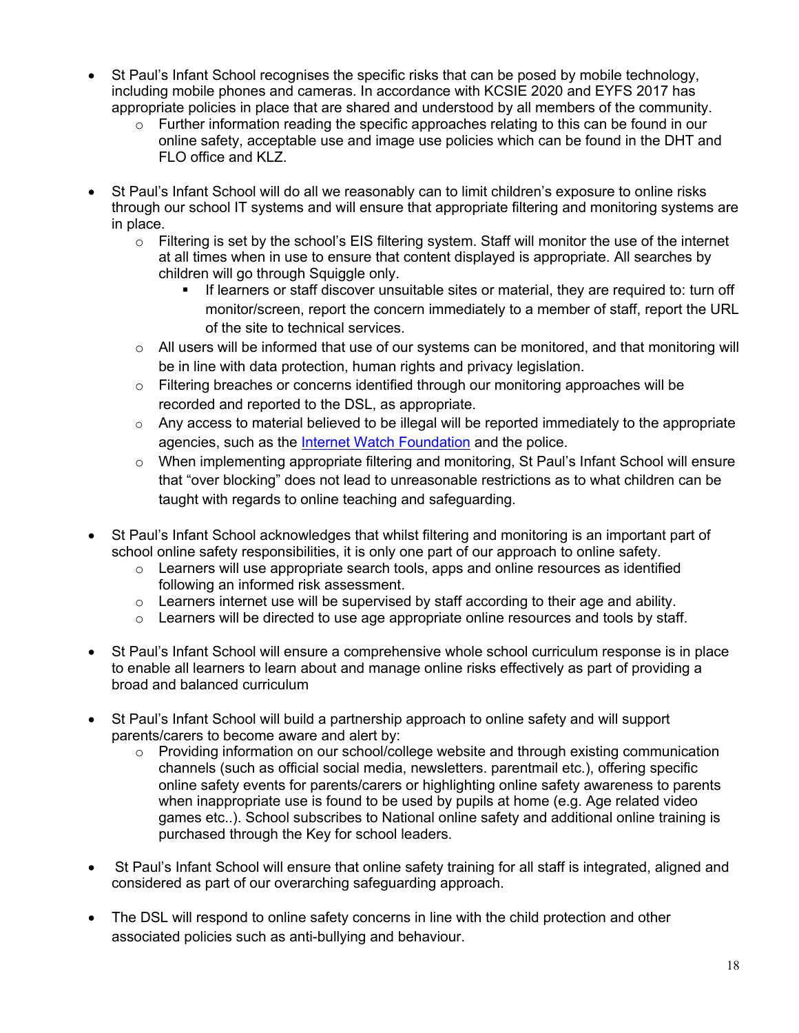- St Paul's Infant School recognises the specific risks that can be posed by mobile technology, including mobile phones and cameras. In accordance with KCSIE 2020 and EYFS 2017 has appropriate policies in place that are shared and understood by all members of the community.
    - Further information reading the specific approaches relating to this can be found in our online safety, acceptable use and image use policies which can be found in the DHT and FLO office and KLZ.

- St Paul's Infant School will do all we reasonably can to limit children's exposure to online risks through our school IT systems and will ensure that appropriate filtering and monitoring systems are in place.
    - Filtering is set by the school's EIS filtering system. Staff will monitor the use of the internet at all times when in use to ensure that content displayed is appropriate. All searches by children will go through Squiggle only.
        - If learners or staff discover unsuitable sites or material, they are required to: turn off monitor/screen, report the concern immediately to a member of staff, report the URL of the site to technical services.
    - All users will be informed that use of our systems can be monitored, and that monitoring will be in line with data protection, human rights and privacy legislation.
    - Filtering breaches or concerns identified through our monitoring approaches will be recorded and reported to the DSL, as appropriate.
    - Any access to material believed to be illegal will be reported immediately to the appropriate agencies, such as the Internet Watch Foundation and the police.
    - When implementing appropriate filtering and monitoring, St Paul's Infant School will ensure that "over blocking" does not lead to unreasonable restrictions as to what children can be taught with regards to online teaching and safeguarding.

- St Paul's Infant School acknowledges that whilst filtering and monitoring is an important part of school online safety responsibilities, it is only one part of our approach to online safety.
    - Learners will use appropriate search tools, apps and online resources as identified following an informed risk assessment.
    - Learners internet use will be supervised by staff according to their age and ability.
    - Learners will be directed to use age appropriate online resources and tools by staff.

- St Paul's Infant School will ensure a comprehensive whole school curriculum response is in place to enable all learners to learn about and manage online risks effectively as part of providing a broad and balanced curriculum

- St Paul's Infant School will build a partnership approach to online safety and will support parents/carers to become aware and alert by:
    - Providing information on our school/college website and through existing communication channels (such as official social media, newsletters. parentmail etc.), offering specific online safety events for parents/carers or highlighting online safety awareness to parents when inappropriate use is found to be used by pupils at home (e.g. Age related video games etc..). School subscribes to National online safety and additional online training is purchased through the Key for school leaders.

- St Paul's Infant School will ensure that online safety training for all staff is integrated, aligned and considered as part of our overarching safeguarding approach.

- The DSL will respond to online safety concerns in line with the child protection and other associated policies such as anti-bullying and behaviour.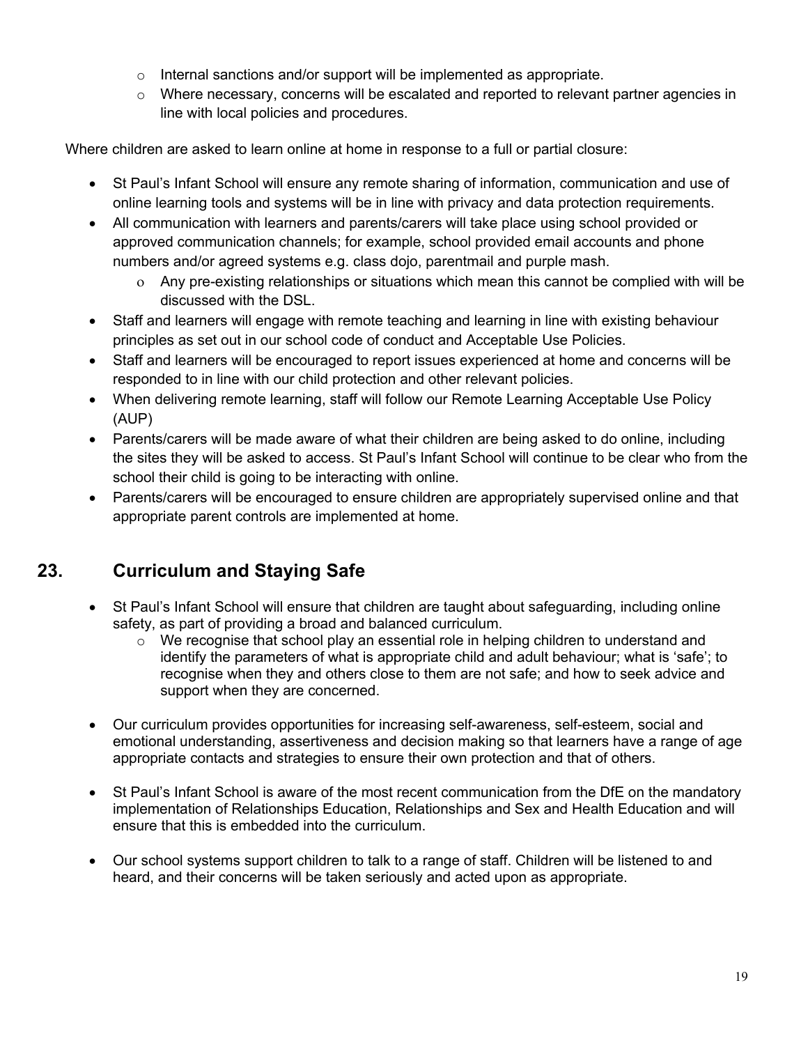- Internal sanctions and/or support will be implemented as appropriate.
- Where necessary, concerns will be escalated and reported to relevant partner agencies in line with local policies and procedures.

Where children are asked to learn online at home in response to a full or partial closure:

- St Paul's Infant School will ensure any remote sharing of information, communication and use of online learning tools and systems will be in line with privacy and data protection requirements.
- All communication with learners and parents/carers will take place using school provided or approved communication channels; for example, school provided email accounts and phone numbers and/or agreed systems e.g. class dojo, parentmail and purple mash.
  - Any pre-existing relationships or situations which mean this cannot be complied with will be discussed with the DSL.
- Staff and learners will engage with remote teaching and learning in line with existing behaviour principles as set out in our school code of conduct and Acceptable Use Policies.
- Staff and learners will be encouraged to report issues experienced at home and concerns will be responded to in line with our child protection and other relevant policies.
- When delivering remote learning, staff will follow our Remote Learning Acceptable Use Policy (AUP)
- Parents/carers will be made aware of what their children are being asked to do online, including the sites they will be asked to access. St Paul's Infant School will continue to be clear who from the school their child is going to be interacting with online.
- Parents/carers will be encouraged to ensure children are appropriately supervised online and that appropriate parent controls are implemented at home.

## 23. Curriculum and Staying Safe

- St Paul's Infant School will ensure that children are taught about safeguarding, including online safety, as part of providing a broad and balanced curriculum.
  - We recognise that school play an essential role in helping children to understand and identify the parameters of what is appropriate child and adult behaviour; what is 'safe'; to recognise when they and others close to them are not safe; and how to seek advice and support when they are concerned.
- Our curriculum provides opportunities for increasing self-awareness, self-esteem, social and emotional understanding, assertiveness and decision making so that learners have a range of age appropriate contacts and strategies to ensure their own protection and that of others.
- St Paul's Infant School is aware of the most recent communication from the DfE on the mandatory implementation of Relationships Education, Relationships and Sex and Health Education and will ensure that this is embedded into the curriculum.
- Our school systems support children to talk to a range of staff. Children will be listened to and heard, and their concerns will be taken seriously and acted upon as appropriate.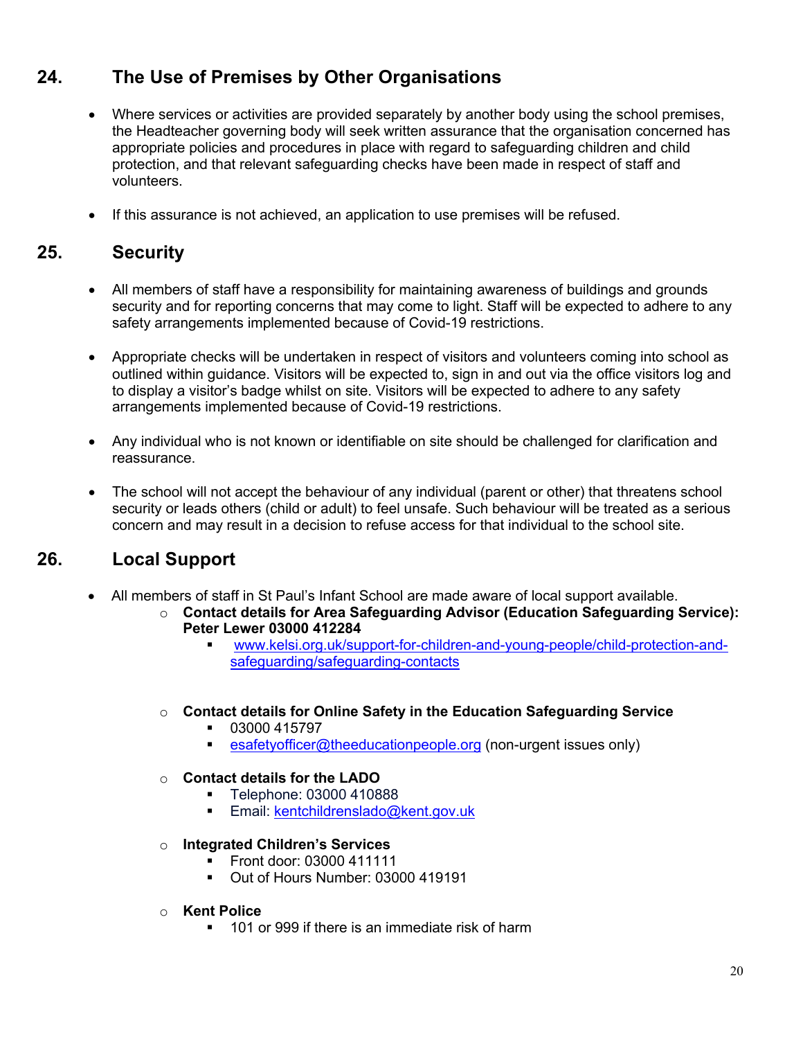## 24. The Use of Premises by Other Organisations

- Where services or activities are provided separately by another body using the school premises, the Headteacher governing body will seek written assurance that the organisation concerned has appropriate policies and procedures in place with regard to safeguarding children and child protection, and that relevant safeguarding checks have been made in respect of staff and volunteers.

- If this assurance is not achieved, an application to use premises will be refused.

## 25. Security

- All members of staff have a responsibility for maintaining awareness of buildings and grounds security and for reporting concerns that may come to light. Staff will be expected to adhere to any safety arrangements implemented because of Covid-19 restrictions.

- Appropriate checks will be undertaken in respect of visitors and volunteers coming into school as outlined within guidance. Visitors will be expected to, sign in and out via the office visitors log and to display a visitor's badge whilst on site. Visitors will be expected to adhere to any safety arrangements implemented because of Covid-19 restrictions.

- Any individual who is not known or identifiable on site should be challenged for clarification and reassurance.

- The school will not accept the behaviour of any individual (parent or other) that threatens school security or leads others (child or adult) to feel unsafe. Such behaviour will be treated as a serious concern and may result in a decision to refuse access for that individual to the school site.

## 26. Local Support

- All members of staff in St Paul's Infant School are made aware of local support available.
  - **Contact details for Area Safeguarding Advisor (Education Safeguarding Service): Peter Lewer 03000 412284**
    - www.kelsi.org.uk/support-for-children-and-young-people/child-protection-and-safeguarding/safeguarding-contacts
  - **Contact details for Online Safety in the Education Safeguarding Service**
    - 03000 415797
    - esafetyofficer@theeducationpeople.org (non-urgent issues only)
  - **Contact details for the LADO**
    - Telephone: 03000 410888
    - Email: kentchildrenslado@kent.gov.uk
  - **Integrated Children's Services**
    - Front door: 03000 411111
    - Out of Hours Number: 03000 419191
  - **Kent Police**
    - 101 or 999 if there is an immediate risk of harm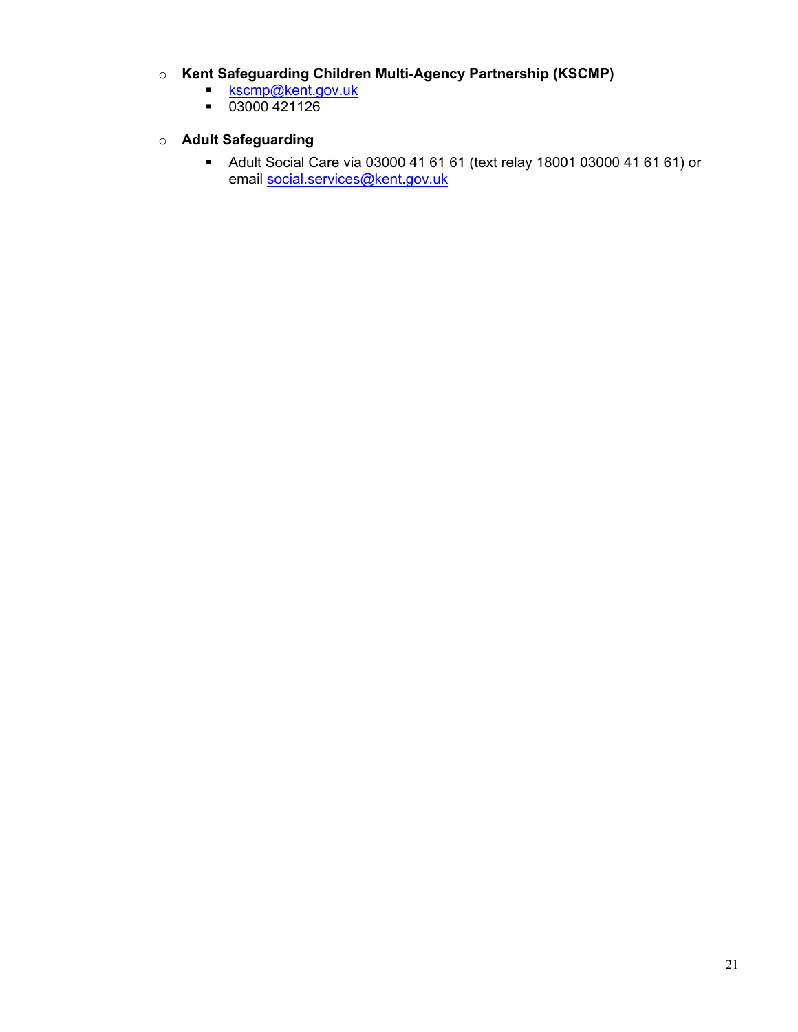- **Kent Safeguarding Children Multi-Agency Partnership (KSCMP)**
  - kscmp@kent.gov.uk
  - 03000 421126

- **Adult Safeguarding**
  - Adult Social Care via 03000 41 61 61 (text relay 18001 03000 41 61 61) or email social.services@kent.gov.uk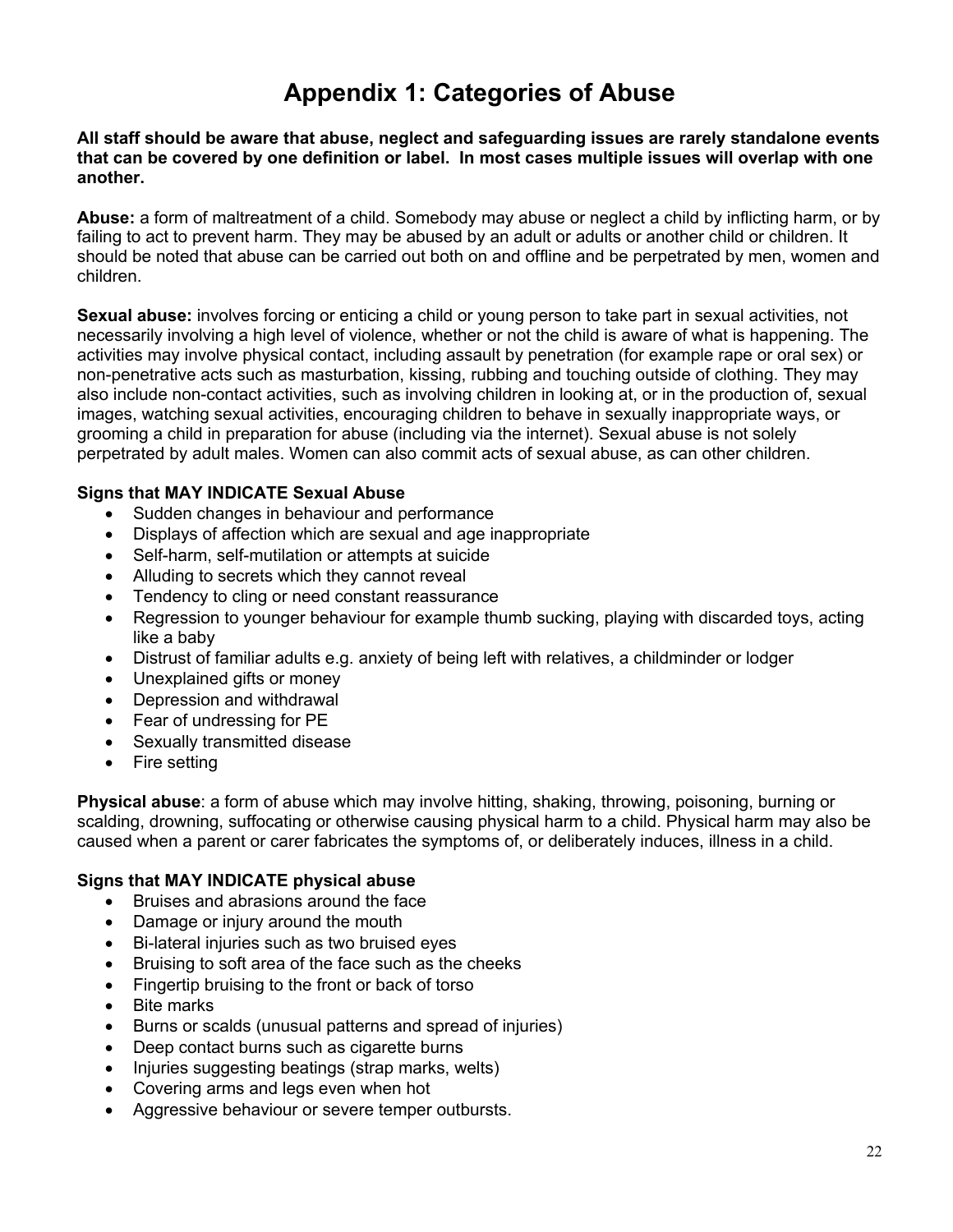# Appendix 1: Categories of Abuse

**All staff should be aware that abuse, neglect and safeguarding issues are rarely standalone events that can be covered by one definition or label. In most cases multiple issues will overlap with one another.**

**Abuse:** a form of maltreatment of a child. Somebody may abuse or neglect a child by inflicting harm, or by failing to act to prevent harm. They may be abused by an adult or adults or another child or children. It should be noted that abuse can be carried out both on and offline and be perpetrated by men, women and children.

**Sexual abuse:** involves forcing or enticing a child or young person to take part in sexual activities, not necessarily involving a high level of violence, whether or not the child is aware of what is happening. The activities may involve physical contact, including assault by penetration (for example rape or oral sex) or non-penetrative acts such as masturbation, kissing, rubbing and touching outside of clothing. They may also include non-contact activities, such as involving children in looking at, or in the production of, sexual images, watching sexual activities, encouraging children to behave in sexually inappropriate ways, or grooming a child in preparation for abuse (including via the internet). Sexual abuse is not solely perpetrated by adult males. Women can also commit acts of sexual abuse, as can other children.

### Signs that MAY INDICATE Sexual Abuse

- Sudden changes in behaviour and performance
- Displays of affection which are sexual and age inappropriate
- Self-harm, self-mutilation or attempts at suicide
- Alluding to secrets which they cannot reveal
- Tendency to cling or need constant reassurance
- Regression to younger behaviour for example thumb sucking, playing with discarded toys, acting like a baby
- Distrust of familiar adults e.g. anxiety of being left with relatives, a childminder or lodger
- Unexplained gifts or money
- Depression and withdrawal
- Fear of undressing for PE
- Sexually transmitted disease
- Fire setting

**Physical abuse**: a form of abuse which may involve hitting, shaking, throwing, poisoning, burning or scalding, drowning, suffocating or otherwise causing physical harm to a child. Physical harm may also be caused when a parent or carer fabricates the symptoms of, or deliberately induces, illness in a child.

### Signs that MAY INDICATE physical abuse

- Bruises and abrasions around the face
- Damage or injury around the mouth
- Bi-lateral injuries such as two bruised eyes
- Bruising to soft area of the face such as the cheeks
- Fingertip bruising to the front or back of torso
- Bite marks
- Burns or scalds (unusual patterns and spread of injuries)
- Deep contact burns such as cigarette burns
- Injuries suggesting beatings (strap marks, welts)
- Covering arms and legs even when hot
- Aggressive behaviour or severe temper outbursts.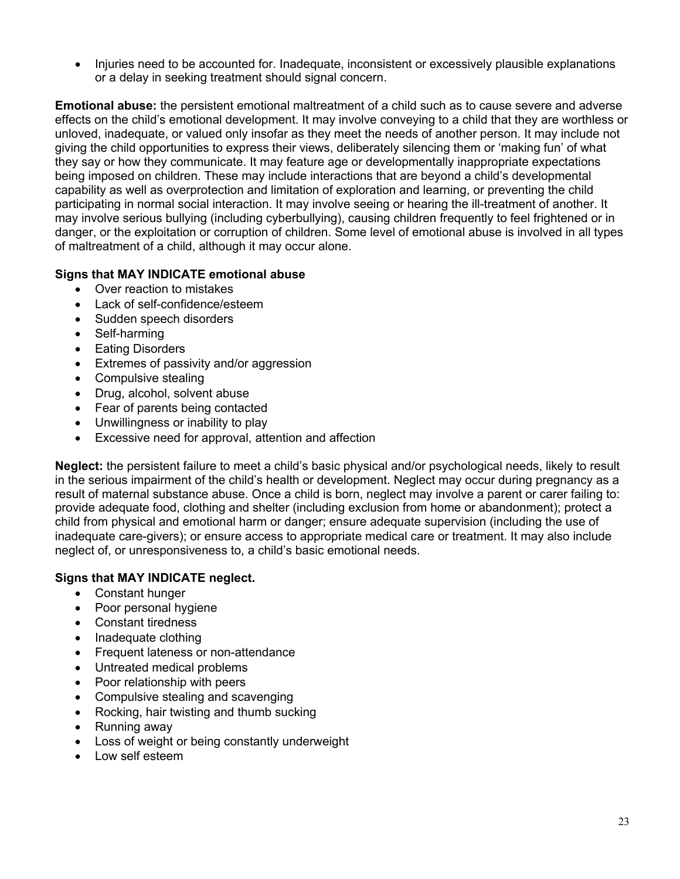- Injuries need to be accounted for. Inadequate, inconsistent or excessively plausible explanations or a delay in seeking treatment should signal concern.

**Emotional abuse:** the persistent emotional maltreatment of a child such as to cause severe and adverse effects on the child's emotional development. It may involve conveying to a child that they are worthless or unloved, inadequate, or valued only insofar as they meet the needs of another person. It may include not giving the child opportunities to express their views, deliberately silencing them or 'making fun' of what they say or how they communicate. It may feature age or developmentally inappropriate expectations being imposed on children. These may include interactions that are beyond a child's developmental capability as well as overprotection and limitation of exploration and learning, or preventing the child participating in normal social interaction. It may involve seeing or hearing the ill-treatment of another. It may involve serious bullying (including cyberbullying), causing children frequently to feel frightened or in danger, or the exploitation or corruption of children. Some level of emotional abuse is involved in all types of maltreatment of a child, although it may occur alone.

**Signs that MAY INDICATE emotional abuse**

- Over reaction to mistakes
- Lack of self-confidence/esteem
- Sudden speech disorders
- Self-harming
- Eating Disorders
- Extremes of passivity and/or aggression
- Compulsive stealing
- Drug, alcohol, solvent abuse
- Fear of parents being contacted
- Unwillingness or inability to play
- Excessive need for approval, attention and affection

**Neglect:** the persistent failure to meet a child's basic physical and/or psychological needs, likely to result in the serious impairment of the child's health or development. Neglect may occur during pregnancy as a result of maternal substance abuse. Once a child is born, neglect may involve a parent or carer failing to: provide adequate food, clothing and shelter (including exclusion from home or abandonment); protect a child from physical and emotional harm or danger; ensure adequate supervision (including the use of inadequate care-givers); or ensure access to appropriate medical care or treatment. It may also include neglect of, or unresponsiveness to, a child's basic emotional needs.

**Signs that MAY INDICATE neglect.**

- Constant hunger
- Poor personal hygiene
- Constant tiredness
- Inadequate clothing
- Frequent lateness or non-attendance
- Untreated medical problems
- Poor relationship with peers
- Compulsive stealing and scavenging
- Rocking, hair twisting and thumb sucking
- Running away
- Loss of weight or being constantly underweight
- Low self esteem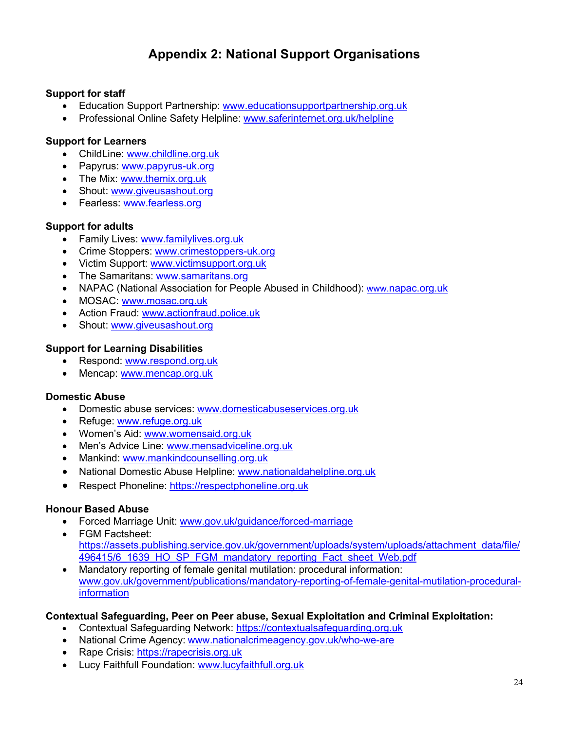# Appendix 2: National Support Organisations

**Support for staff**

- Education Support Partnership: www.educationsupportpartnership.org.uk
- Professional Online Safety Helpline: www.saferinternet.org.uk/helpline

**Support for Learners**

- ChildLine: www.childline.org.uk
- Papyrus: www.papyrus-uk.org
- The Mix: www.themix.org.uk
- Shout: www.giveusashout.org
- Fearless: www.fearless.org

**Support for adults**

- Family Lives: www.familylives.org.uk
- Crime Stoppers: www.crimestoppers-uk.org
- Victim Support: www.victimsupport.org.uk
- The Samaritans: www.samaritans.org
- NAPAC (National Association for People Abused in Childhood): www.napac.org.uk
- MOSAC: www.mosac.org.uk
- Action Fraud: www.actionfraud.police.uk
- Shout: www.giveusashout.org

**Support for Learning Disabilities**

- Respond: www.respond.org.uk
- Mencap: www.mencap.org.uk

**Domestic Abuse**

- Domestic abuse services: www.domesticabuseservices.org.uk
- Refuge: www.refuge.org.uk
- Women's Aid: www.womensaid.org.uk
- Men's Advice Line: www.mensadviceline.org.uk
- Mankind: www.mankindcounselling.org.uk
- National Domestic Abuse Helpline: www.nationaldahelpline.org.uk
- Respect Phoneline: https://respectphoneline.org.uk

**Honour Based Abuse**

- Forced Marriage Unit: www.gov.uk/guidance/forced-marriage
- FGM Factsheet: https://assets.publishing.service.gov.uk/government/uploads/system/uploads/attachment_data/file/496415/6_1639_HO_SP_FGM_mandatory_reporting_Fact_sheet_Web.pdf
- Mandatory reporting of female genital mutilation: procedural information: www.gov.uk/government/publications/mandatory-reporting-of-female-genital-mutilation-procedural-information

**Contextual Safeguarding, Peer on Peer abuse, Sexual Exploitation and Criminal Exploitation:**

- Contextual Safeguarding Network: https://contextualsafeguarding.org.uk
- National Crime Agency: www.nationalcrimeagency.gov.uk/who-we-are
- Rape Crisis: https://rapecrisis.org.uk
- Lucy Faithfull Foundation: www.lucyfaithfull.org.uk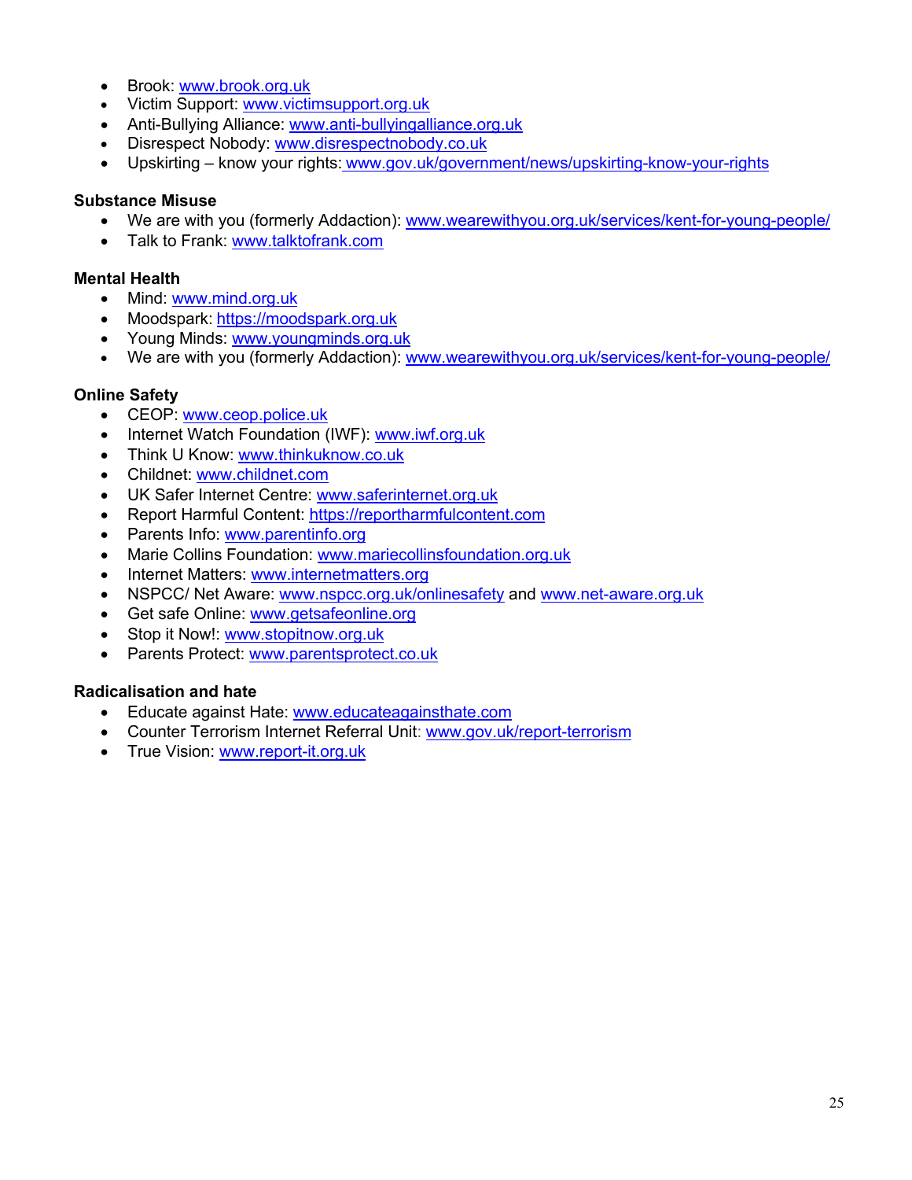- Brook: www.brook.org.uk
- Victim Support: www.victimsupport.org.uk
- Anti-Bullying Alliance: www.anti-bullyingalliance.org.uk
- Disrespect Nobody: www.disrespectnobody.co.uk
- Upskirting – know your rights: www.gov.uk/government/news/upskirting-know-your-rights

**Substance Misuse**

- We are with you (formerly Addaction): www.wearewithyou.org.uk/services/kent-for-young-people/
- Talk to Frank: www.talktofrank.com

**Mental Health**

- Mind: www.mind.org.uk
- Moodspark: https://moodspark.org.uk
- Young Minds: www.youngminds.org.uk
- We are with you (formerly Addaction): www.wearewithyou.org.uk/services/kent-for-young-people/

**Online Safety**

- CEOP: www.ceop.police.uk
- Internet Watch Foundation (IWF): www.iwf.org.uk
- Think U Know: www.thinkuknow.co.uk
- Childnet: www.childnet.com
- UK Safer Internet Centre: www.saferinternet.org.uk
- Report Harmful Content: https://reportharmfulcontent.com
- Parents Info: www.parentinfo.org
- Marie Collins Foundation: www.mariecollinsfoundation.org.uk
- Internet Matters: www.internetmatters.org
- NSPCC/ Net Aware: www.nspcc.org.uk/onlinesafety and www.net-aware.org.uk
- Get safe Online: www.getsafeonline.org
- Stop it Now!: www.stopitnow.org.uk
- Parents Protect: www.parentsprotect.co.uk

**Radicalisation and hate**

- Educate against Hate: www.educateagainsthate.com
- Counter Terrorism Internet Referral Unit: www.gov.uk/report-terrorism
- True Vision: www.report-it.org.uk